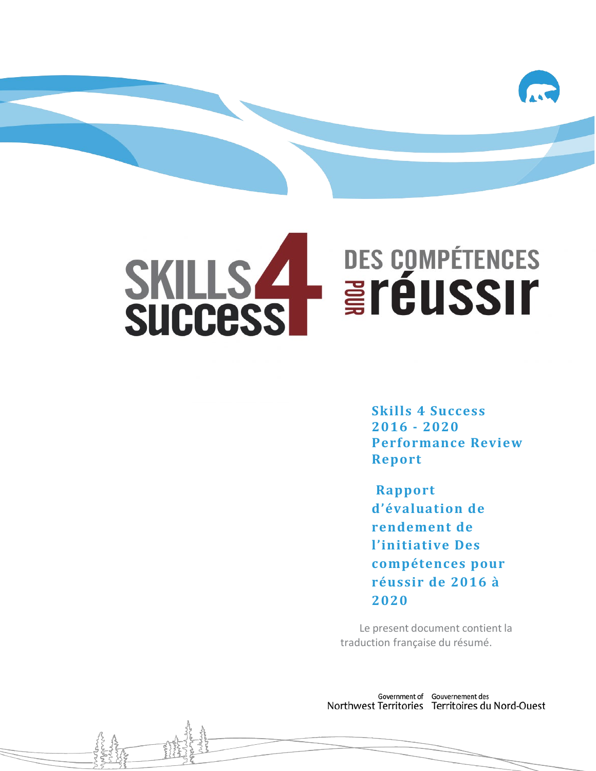# SKILLS 4 SUCCESS

# DES COMPÉTENCES POUR réussir

**Skills 4 Success 2016 - 2020 Performance Review Report**

**Rapport d'évaluation de rendement de l'initiative Des compétences pour réussir de 2016 à 2020**

Le present document contient la traduction française du résumé.

Government of Northwest Territories
Gouvernement des Territoires du Nord-Ouest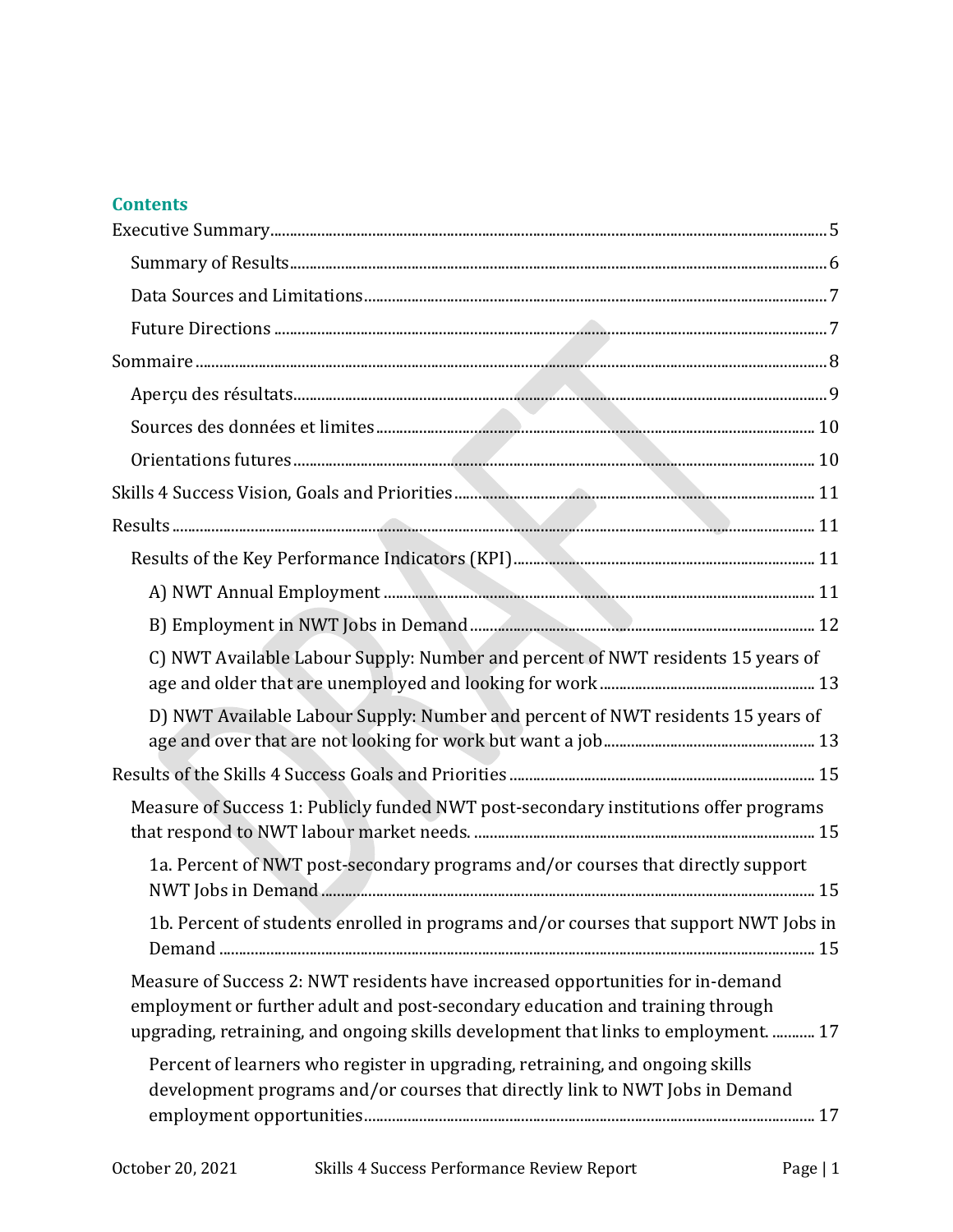## Contents

Executive Summary ..... 5

- Summary of Results ..... 6
- Data Sources and Limitations ..... 7
- Future Directions ..... 7

Sommaire ..... 8

- Aperçu des résultats ..... 9
- Sources des données et limites ..... 10
- Orientations futures ..... 10

Skills 4 Success Vision, Goals and Priorities ..... 11

Results ..... 11

- Results of the Key Performance Indicators (KPI) ..... 11
  - A) NWT Annual Employment ..... 11
  - B) Employment in NWT Jobs in Demand ..... 12
  - C) NWT Available Labour Supply: Number and percent of NWT residents 15 years of age and older that are unemployed and looking for work ..... 13
  - D) NWT Available Labour Supply: Number and percent of NWT residents 15 years of age and over that are not looking for work but want a job ..... 13

Results of the Skills 4 Success Goals and Priorities ..... 15

- Measure of Success 1: Publicly funded NWT post-secondary institutions offer programs that respond to NWT labour market needs. ..... 15
  - 1a. Percent of NWT post-secondary programs and/or courses that directly support NWT Jobs in Demand ..... 15
  - 1b. Percent of students enrolled in programs and/or courses that support NWT Jobs in Demand ..... 15
- Measure of Success 2: NWT residents have increased opportunities for in-demand employment or further adult and post-secondary education and training through upgrading, retraining, and ongoing skills development that links to employment. ..... 17
  - Percent of learners who register in upgrading, retraining, and ongoing skills development programs and/or courses that directly link to NWT Jobs in Demand employment opportunities ..... 17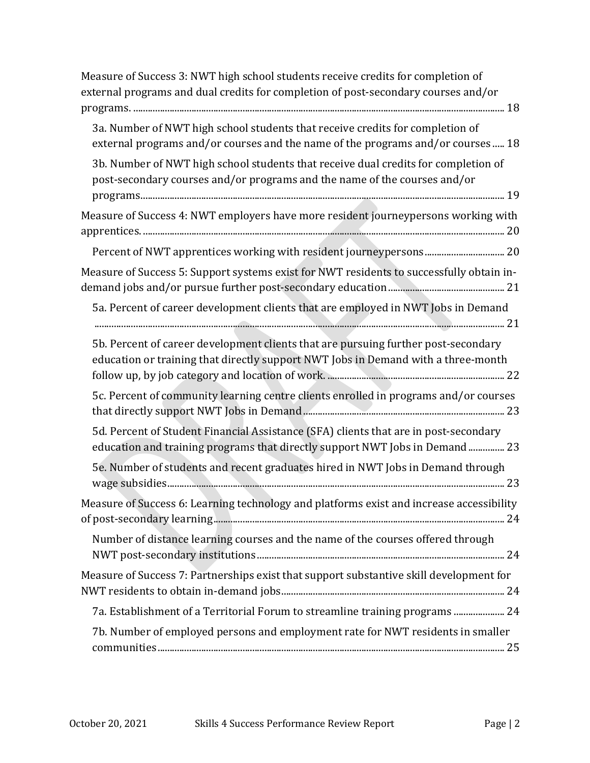Measure of Success 3: NWT high school students receive credits for completion of external programs and dual credits for completion of post-secondary courses and/or programs. ........ 18

- 3a. Number of NWT high school students that receive credits for completion of external programs and/or courses and the name of the programs and/or courses ..... 18
- 3b. Number of NWT high school students that receive dual credits for completion of post-secondary courses and/or programs and the name of the courses and/or programs........ 19

Measure of Success 4: NWT employers have more resident journeypersons working with apprentices. ........ 20

- Percent of NWT apprentices working with resident journeypersons........ 20

Measure of Success 5: Support systems exist for NWT residents to successfully obtain in-demand jobs and/or pursue further post-secondary education........ 21

- 5a. Percent of career development clients that are employed in NWT Jobs in Demand ........ 21
- 5b. Percent of career development clients that are pursuing further post-secondary education or training that directly support NWT Jobs in Demand with a three-month follow up, by job category and location of work. ........ 22
- 5c. Percent of community learning centre clients enrolled in programs and/or courses that directly support NWT Jobs in Demand........ 23
- 5d. Percent of Student Financial Assistance (SFA) clients that are in post-secondary education and training programs that directly support NWT Jobs in Demand ........ 23
- 5e. Number of students and recent graduates hired in NWT Jobs in Demand through wage subsidies........ 23

Measure of Success 6: Learning technology and platforms exist and increase accessibility of post-secondary learning........ 24

- Number of distance learning courses and the name of the courses offered through NWT post-secondary institutions........ 24

Measure of Success 7: Partnerships exist that support substantive skill development for NWT residents to obtain in-demand jobs........ 24

- 7a. Establishment of a Territorial Forum to streamline training programs ........ 24
- 7b. Number of employed persons and employment rate for NWT residents in smaller communities........ 25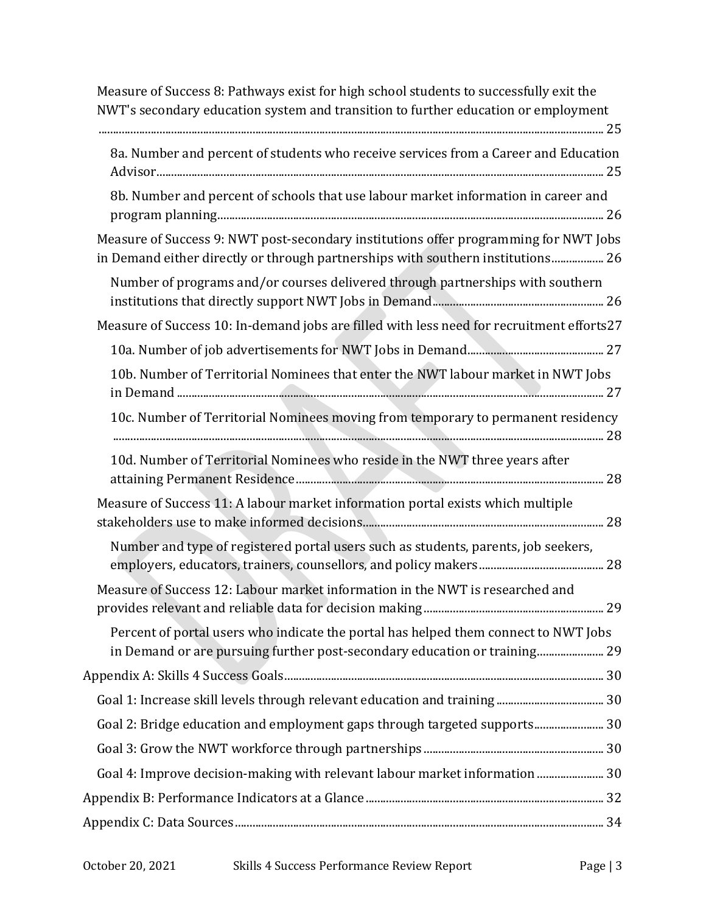- Measure of Success 8: Pathways exist for high school students to successfully exit the NWT's secondary education system and transition to further education or employment ..... 25
  - 8a. Number and percent of students who receive services from a Career and Education Advisor ..... 25
  - 8b. Number and percent of schools that use labour market information in career and program planning ..... 26
- Measure of Success 9: NWT post-secondary institutions offer programming for NWT Jobs in Demand either directly or through partnerships with southern institutions ..... 26
  - Number of programs and/or courses delivered through partnerships with southern institutions that directly support NWT Jobs in Demand ..... 26
- Measure of Success 10: In-demand jobs are filled with less need for recruitment efforts ..... 27
  - 10a. Number of job advertisements for NWT Jobs in Demand ..... 27
  - 10b. Number of Territorial Nominees that enter the NWT labour market in NWT Jobs in Demand ..... 27
  - 10c. Number of Territorial Nominees moving from temporary to permanent residency ..... 28
  - 10d. Number of Territorial Nominees who reside in the NWT three years after attaining Permanent Residence ..... 28
- Measure of Success 11: A labour market information portal exists which multiple stakeholders use to make informed decisions ..... 28
  - Number and type of registered portal users such as students, parents, job seekers, employers, educators, trainers, counsellors, and policy makers ..... 28
- Measure of Success 12: Labour market information in the NWT is researched and provides relevant and reliable data for decision making ..... 29
  - Percent of portal users who indicate the portal has helped them connect to NWT Jobs in Demand or are pursuing further post-secondary education or training ..... 29

Appendix A: Skills 4 Success Goals ..... 30
- Goal 1: Increase skill levels through relevant education and training ..... 30
- Goal 2: Bridge education and employment gaps through targeted supports ..... 30
- Goal 3: Grow the NWT workforce through partnerships ..... 30
- Goal 4: Improve decision-making with relevant labour market information ..... 30

Appendix B: Performance Indicators at a Glance ..... 32

Appendix C: Data Sources ..... 34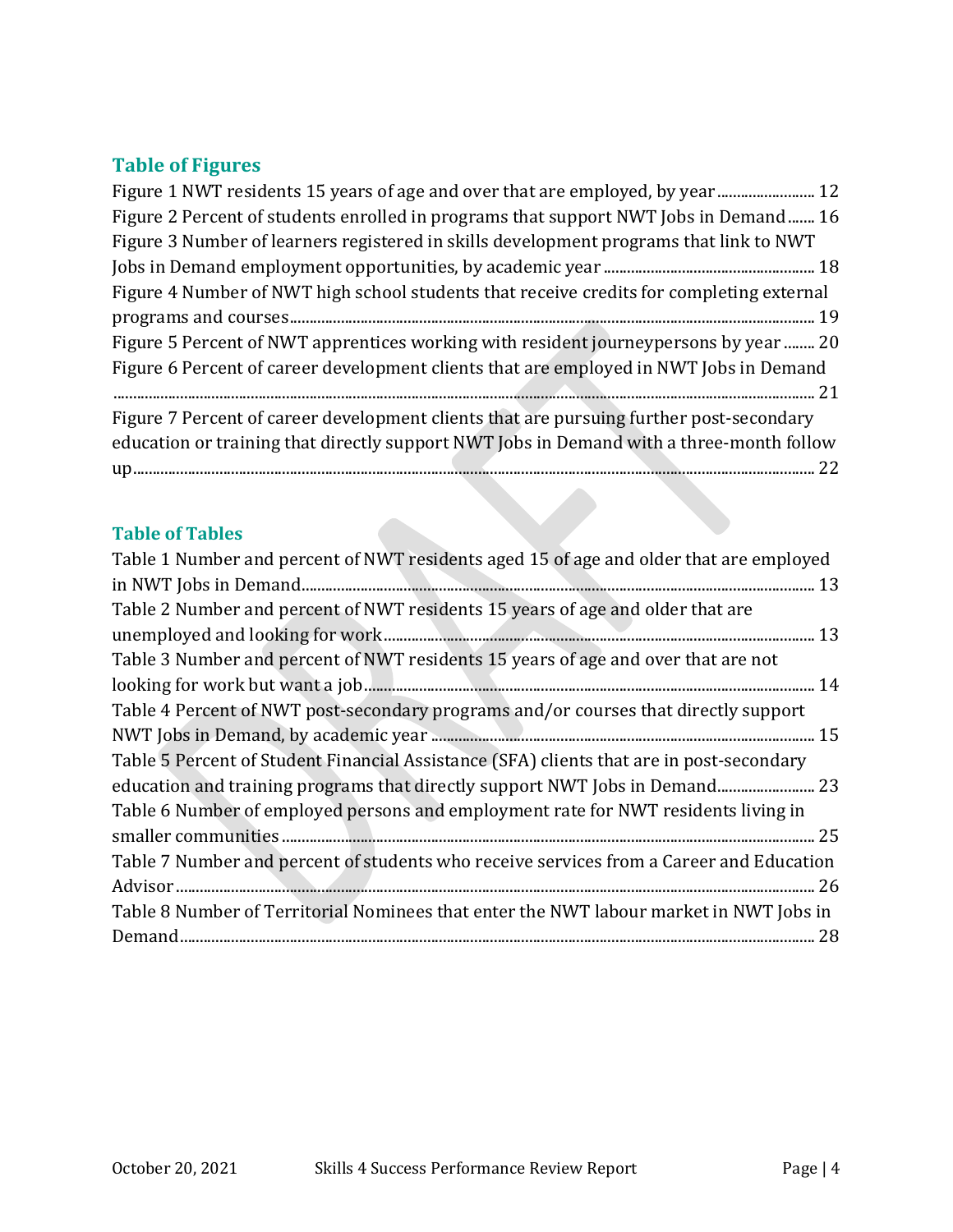## Table of Figures

Figure 1 NWT residents 15 years of age and over that are employed, by year ........................ 12
Figure 2 Percent of students enrolled in programs that support NWT Jobs in Demand ....... 16
Figure 3 Number of learners registered in skills development programs that link to NWT Jobs in Demand employment opportunities, by academic year ..................................................... 18
Figure 4 Number of NWT high school students that receive credits for completing external programs and courses .................................................................................................................... 19
Figure 5 Percent of NWT apprentices working with resident journeypersons by year ........ 20
Figure 6 Percent of career development clients that are employed in NWT Jobs in Demand ....................................................................................................................................................... 21
Figure 7 Percent of career development clients that are pursuing further post-secondary education or training that directly support NWT Jobs in Demand with a three-month follow up ................................................................................................................................................. 22

## Table of Tables

Table 1 Number and percent of NWT residents aged 15 of age and older that are employed in NWT Jobs in Demand ................................................................................................................ 13
Table 2 Number and percent of NWT residents 15 years of age and older that are unemployed and looking for work ............................................................................................ 13
Table 3 Number and percent of NWT residents 15 years of age and over that are not looking for work but want a job .................................................................................................. 14
Table 4 Percent of NWT post-secondary programs and/or courses that directly support NWT Jobs in Demand, by academic year ................................................................................... 15
Table 5 Percent of Student Financial Assistance (SFA) clients that are in post-secondary education and training programs that directly support NWT Jobs in Demand ........................ 23
Table 6 Number of employed persons and employment rate for NWT residents living in smaller communities ...................................................................................................................... 25
Table 7 Number and percent of students who receive services from a Career and Education Advisor ............................................................................................................................................ 26
Table 8 Number of Territorial Nominees that enter the NWT labour market in NWT Jobs in Demand ............................................................................................................................................ 28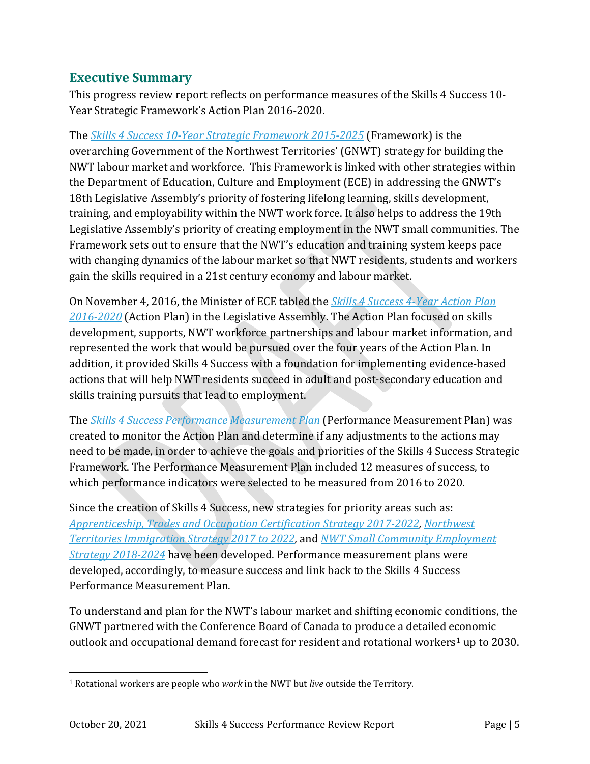## Executive Summary

This progress review report reflects on performance measures of the Skills 4 Success 10-Year Strategic Framework's Action Plan 2016-2020.

The *Skills 4 Success 10-Year Strategic Framework 2015-2025* (Framework) is the overarching Government of the Northwest Territories' (GNWT) strategy for building the NWT labour market and workforce. This Framework is linked with other strategies within the Department of Education, Culture and Employment (ECE) in addressing the GNWT's 18th Legislative Assembly's priority of fostering lifelong learning, skills development, training, and employability within the NWT work force. It also helps to address the 19th Legislative Assembly's priority of creating employment in the NWT small communities. The Framework sets out to ensure that the NWT's education and training system keeps pace with changing dynamics of the labour market so that NWT residents, students and workers gain the skills required in a 21st century economy and labour market.

On November 4, 2016, the Minister of ECE tabled the *Skills 4 Success 4-Year Action Plan 2016-2020* (Action Plan) in the Legislative Assembly. The Action Plan focused on skills development, supports, NWT workforce partnerships and labour market information, and represented the work that would be pursued over the four years of the Action Plan. In addition, it provided Skills 4 Success with a foundation for implementing evidence-based actions that will help NWT residents succeed in adult and post-secondary education and skills training pursuits that lead to employment.

The *Skills 4 Success Performance Measurement Plan* (Performance Measurement Plan) was created to monitor the Action Plan and determine if any adjustments to the actions may need to be made, in order to achieve the goals and priorities of the Skills 4 Success Strategic Framework. The Performance Measurement Plan included 12 measures of success, to which performance indicators were selected to be measured from 2016 to 2020.

Since the creation of Skills 4 Success, new strategies for priority areas such as: *Apprenticeship, Trades and Occupation Certification Strategy 2017-2022*, *Northwest Territories Immigration Strategy 2017 to 2022*, and *NWT Small Community Employment Strategy 2018-2024* have been developed. Performance measurement plans were developed, accordingly, to measure success and link back to the Skills 4 Success Performance Measurement Plan.

To understand and plan for the NWT's labour market and shifting economic conditions, the GNWT partnered with the Conference Board of Canada to produce a detailed economic outlook and occupational demand forecast for resident and rotational workers[1] up to 2030.

[1] Rotational workers are people who *work* in the NWT but *live* outside the Territory.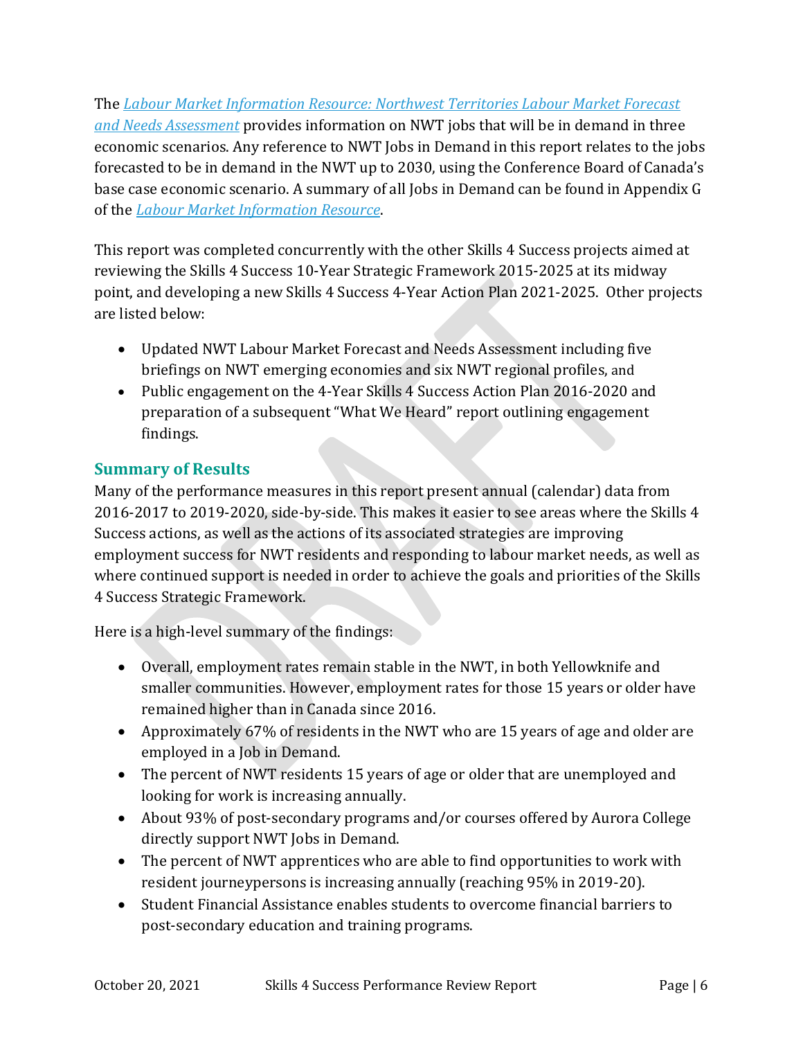The *Labour Market Information Resource: Northwest Territories Labour Market Forecast and Needs Assessment* provides information on NWT jobs that will be in demand in three economic scenarios. Any reference to NWT Jobs in Demand in this report relates to the jobs forecasted to be in demand in the NWT up to 2030, using the Conference Board of Canada's base case economic scenario. A summary of all Jobs in Demand can be found in Appendix G of the *Labour Market Information Resource*.

This report was completed concurrently with the other Skills 4 Success projects aimed at reviewing the Skills 4 Success 10-Year Strategic Framework 2015-2025 at its midway point, and developing a new Skills 4 Success 4-Year Action Plan 2021-2025. Other projects are listed below:

- Updated NWT Labour Market Forecast and Needs Assessment including five briefings on NWT emerging economies and six NWT regional profiles, and
- Public engagement on the 4-Year Skills 4 Success Action Plan 2016-2020 and preparation of a subsequent "What We Heard" report outlining engagement findings.

## Summary of Results

Many of the performance measures in this report present annual (calendar) data from 2016-2017 to 2019-2020, side-by-side. This makes it easier to see areas where the Skills 4 Success actions, as well as the actions of its associated strategies are improving employment success for NWT residents and responding to labour market needs, as well as where continued support is needed in order to achieve the goals and priorities of the Skills 4 Success Strategic Framework.

Here is a high-level summary of the findings:

- Overall, employment rates remain stable in the NWT, in both Yellowknife and smaller communities. However, employment rates for those 15 years or older have remained higher than in Canada since 2016.
- Approximately 67% of residents in the NWT who are 15 years of age and older are employed in a Job in Demand.
- The percent of NWT residents 15 years of age or older that are unemployed and looking for work is increasing annually.
- About 93% of post-secondary programs and/or courses offered by Aurora College directly support NWT Jobs in Demand.
- The percent of NWT apprentices who are able to find opportunities to work with resident journeypersons is increasing annually (reaching 95% in 2019-20).
- Student Financial Assistance enables students to overcome financial barriers to post-secondary education and training programs.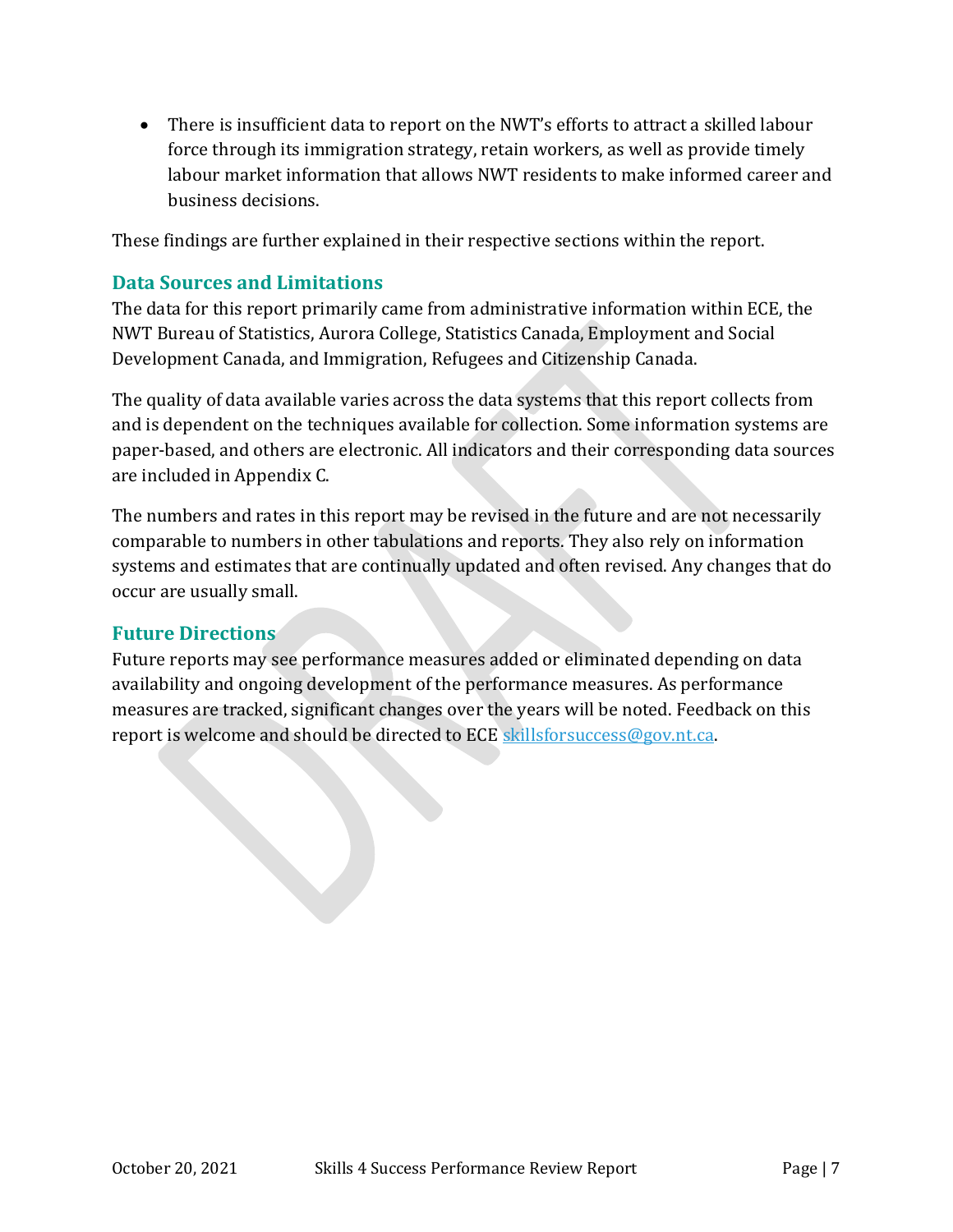- There is insufficient data to report on the NWT's efforts to attract a skilled labour force through its immigration strategy, retain workers, as well as provide timely labour market information that allows NWT residents to make informed career and business decisions.

These findings are further explained in their respective sections within the report.

## Data Sources and Limitations

The data for this report primarily came from administrative information within ECE, the NWT Bureau of Statistics, Aurora College, Statistics Canada, Employment and Social Development Canada, and Immigration, Refugees and Citizenship Canada.

The quality of data available varies across the data systems that this report collects from and is dependent on the techniques available for collection. Some information systems are paper-based, and others are electronic. All indicators and their corresponding data sources are included in Appendix C.

The numbers and rates in this report may be revised in the future and are not necessarily comparable to numbers in other tabulations and reports. They also rely on information systems and estimates that are continually updated and often revised. Any changes that do occur are usually small.

## Future Directions

Future reports may see performance measures added or eliminated depending on data availability and ongoing development of the performance measures. As performance measures are tracked, significant changes over the years will be noted. Feedback on this report is welcome and should be directed to ECE skillsforsuccess@gov.nt.ca.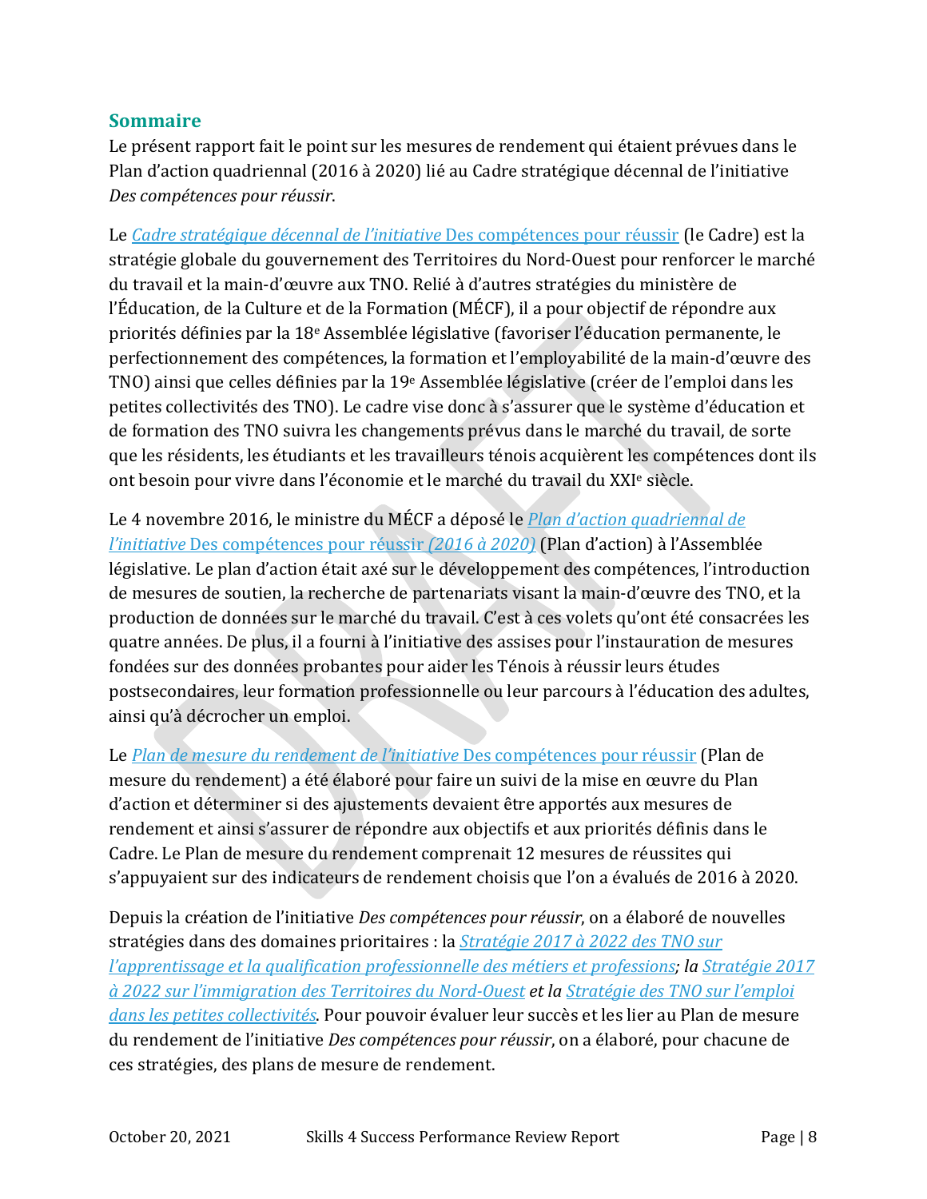## Sommaire

Le présent rapport fait le point sur les mesures de rendement qui étaient prévues dans le Plan d'action quadriennal (2016 à 2020) lié au Cadre stratégique décennal de l'initiative *Des compétences pour réussir*.

Le *Cadre stratégique décennal de l'initiative* Des compétences pour réussir (le Cadre) est la stratégie globale du gouvernement des Territoires du Nord-Ouest pour renforcer le marché du travail et la main-d'œuvre aux TNO. Relié à d'autres stratégies du ministère de l'Éducation, de la Culture et de la Formation (MÉCF), il a pour objectif de répondre aux priorités définies par la 18e Assemblée législative (favoriser l'éducation permanente, le perfectionnement des compétences, la formation et l'employabilité de la main-d'œuvre des TNO) ainsi que celles définies par la 19e Assemblée législative (créer de l'emploi dans les petites collectivités des TNO). Le cadre vise donc à s'assurer que le système d'éducation et de formation des TNO suivra les changements prévus dans le marché du travail, de sorte que les résidents, les étudiants et les travailleurs ténois acquièrent les compétences dont ils ont besoin pour vivre dans l'économie et le marché du travail du XXIe siècle.

Le 4 novembre 2016, le ministre du MÉCF a déposé le *Plan d'action quadriennal de l'initiative* Des compétences pour réussir *(2016 à 2020)* (Plan d'action) à l'Assemblée législative. Le plan d'action était axé sur le développement des compétences, l'introduction de mesures de soutien, la recherche de partenariats visant la main-d'œuvre des TNO, et la production de données sur le marché du travail. C'est à ces volets qu'ont été consacrées les quatre années. De plus, il a fourni à l'initiative des assises pour l'instauration de mesures fondées sur des données probantes pour aider les Ténois à réussir leurs études postsecondaires, leur formation professionnelle ou leur parcours à l'éducation des adultes, ainsi qu'à décrocher un emploi.

Le *Plan de mesure du rendement de l'initiative* Des compétences pour réussir (Plan de mesure du rendement) a été élaboré pour faire un suivi de la mise en œuvre du Plan d'action et déterminer si des ajustements devaient être apportés aux mesures de rendement et ainsi s'assurer de répondre aux objectifs et aux priorités définis dans le Cadre. Le Plan de mesure du rendement comprenait 12 mesures de réussites qui s'appuyaient sur des indicateurs de rendement choisis que l'on a évalués de 2016 à 2020.

Depuis la création de l'initiative *Des compétences pour réussir*, on a élaboré de nouvelles stratégies dans des domaines prioritaires : la *Stratégie 2017 à 2022 des TNO sur l'apprentissage et la qualification professionnelle des métiers et professions*; *la Stratégie 2017 à 2022 sur l'immigration des Territoires du Nord-Ouest* et *la Stratégie des TNO sur l'emploi dans les petites collectivités*. Pour pouvoir évaluer leur succès et les lier au Plan de mesure du rendement de l'initiative *Des compétences pour réussir*, on a élaboré, pour chacune de ces stratégies, des plans de mesure de rendement.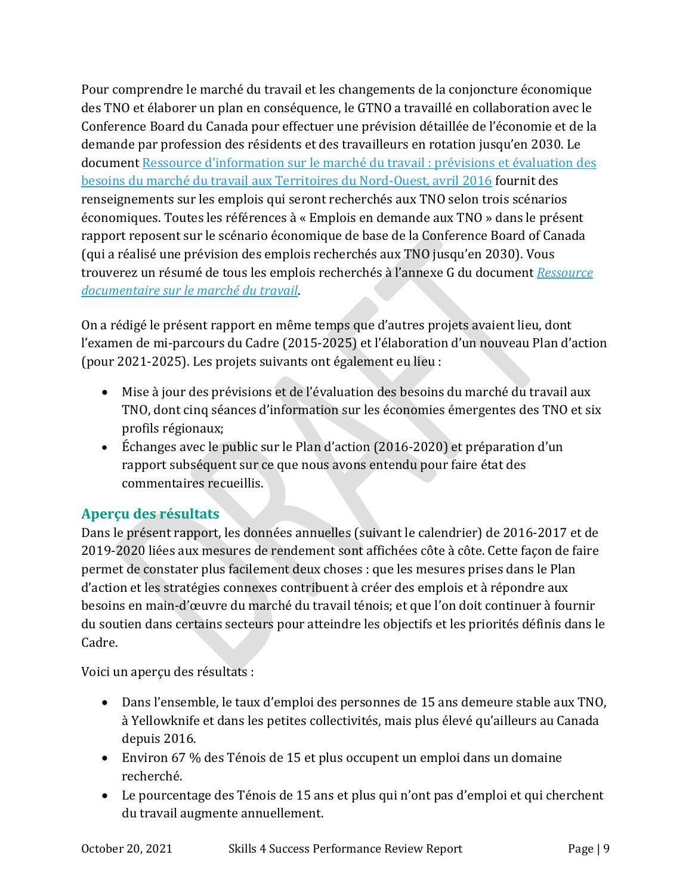Pour comprendre le marché du travail et les changements de la conjoncture économique des TNO et élaborer un plan en conséquence, le GTNO a travaillé en collaboration avec le Conference Board du Canada pour effectuer une prévision détaillée de l'économie et de la demande par profession des résidents et des travailleurs en rotation jusqu'en 2030. Le document Ressource d'information sur le marché du travail : prévisions et évaluation des besoins du marché du travail aux Territoires du Nord-Ouest, avril 2016 fournit des renseignements sur les emplois qui seront recherchés aux TNO selon trois scénarios économiques. Toutes les références à « Emplois en demande aux TNO » dans le présent rapport reposent sur le scénario économique de base de la Conference Board of Canada (qui a réalisé une prévision des emplois recherchés aux TNO jusqu'en 2030). Vous trouverez un résumé de tous les emplois recherchés à l'annexe G du document *Ressource documentaire sur le marché du travail*.

On a rédigé le présent rapport en même temps que d'autres projets avaient lieu, dont l'examen de mi-parcours du Cadre (2015-2025) et l'élaboration d'un nouveau Plan d'action (pour 2021-2025). Les projets suivants ont également eu lieu :

- Mise à jour des prévisions et de l'évaluation des besoins du marché du travail aux TNO, dont cinq séances d'information sur les économies émergentes des TNO et six profils régionaux;
- Échanges avec le public sur le Plan d'action (2016-2020) et préparation d'un rapport subséquent sur ce que nous avons entendu pour faire état des commentaires recueillis.

## Aperçu des résultats

Dans le présent rapport, les données annuelles (suivant le calendrier) de 2016-2017 et de 2019-2020 liées aux mesures de rendement sont affichées côte à côte. Cette façon de faire permet de constater plus facilement deux choses : que les mesures prises dans le Plan d'action et les stratégies connexes contribuent à créer des emplois et à répondre aux besoins en main-d'œuvre du marché du travail ténois; et que l'on doit continuer à fournir du soutien dans certains secteurs pour atteindre les objectifs et les priorités définis dans le Cadre.

Voici un aperçu des résultats :

- Dans l'ensemble, le taux d'emploi des personnes de 15 ans demeure stable aux TNO, à Yellowknife et dans les petites collectivités, mais plus élevé qu'ailleurs au Canada depuis 2016.
- Environ 67 % des Ténois de 15 et plus occupent un emploi dans un domaine recherché.
- Le pourcentage des Ténois de 15 ans et plus qui n'ont pas d'emploi et qui cherchent du travail augmente annuellement.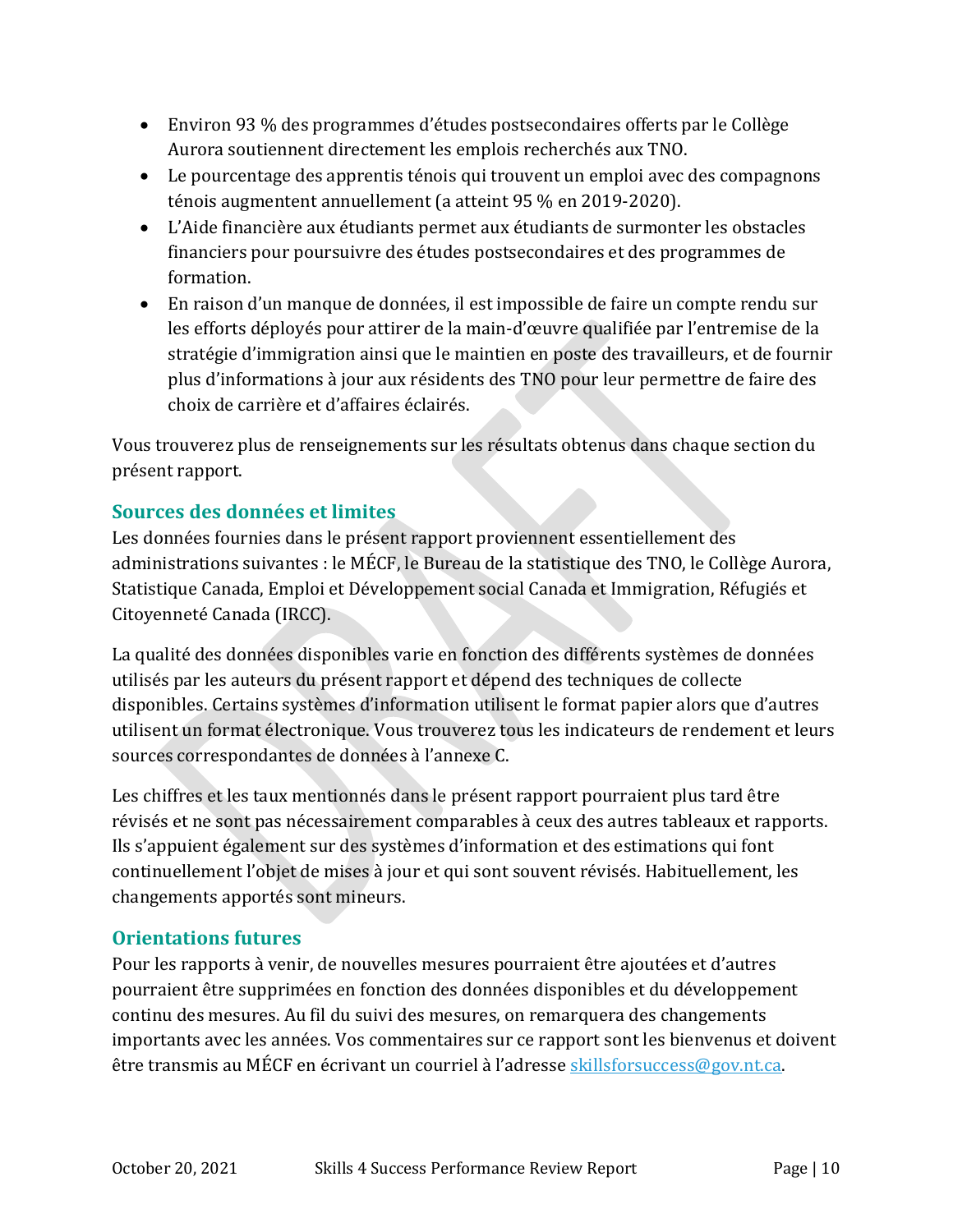- Environ 93 % des programmes d'études postsecondaires offerts par le Collège Aurora soutiennent directement les emplois recherchés aux TNO.
- Le pourcentage des apprentis ténois qui trouvent un emploi avec des compagnons ténois augmentent annuellement (a atteint 95 % en 2019-2020).
- L'Aide financière aux étudiants permet aux étudiants de surmonter les obstacles financiers pour poursuivre des études postsecondaires et des programmes de formation.
- En raison d'un manque de données, il est impossible de faire un compte rendu sur les efforts déployés pour attirer de la main-d'œuvre qualifiée par l'entremise de la stratégie d'immigration ainsi que le maintien en poste des travailleurs, et de fournir plus d'informations à jour aux résidents des TNO pour leur permettre de faire des choix de carrière et d'affaires éclairés.

Vous trouverez plus de renseignements sur les résultats obtenus dans chaque section du présent rapport.

## Sources des données et limites

Les données fournies dans le présent rapport proviennent essentiellement des administrations suivantes : le MÉCF, le Bureau de la statistique des TNO, le Collège Aurora, Statistique Canada, Emploi et Développement social Canada et Immigration, Réfugiés et Citoyenneté Canada (IRCC).

La qualité des données disponibles varie en fonction des différents systèmes de données utilisés par les auteurs du présent rapport et dépend des techniques de collecte disponibles. Certains systèmes d'information utilisent le format papier alors que d'autres utilisent un format électronique. Vous trouverez tous les indicateurs de rendement et leurs sources correspondantes de données à l'annexe C.

Les chiffres et les taux mentionnés dans le présent rapport pourraient plus tard être révisés et ne sont pas nécessairement comparables à ceux des autres tableaux et rapports. Ils s'appuient également sur des systèmes d'information et des estimations qui font continuellement l'objet de mises à jour et qui sont souvent révisés. Habituellement, les changements apportés sont mineurs.

## Orientations futures

Pour les rapports à venir, de nouvelles mesures pourraient être ajoutées et d'autres pourraient être supprimées en fonction des données disponibles et du développement continu des mesures. Au fil du suivi des mesures, on remarquera des changements importants avec les années. Vos commentaires sur ce rapport sont les bienvenus et doivent être transmis au MÉCF en écrivant un courriel à l'adresse skillsforsuccess@gov.nt.ca.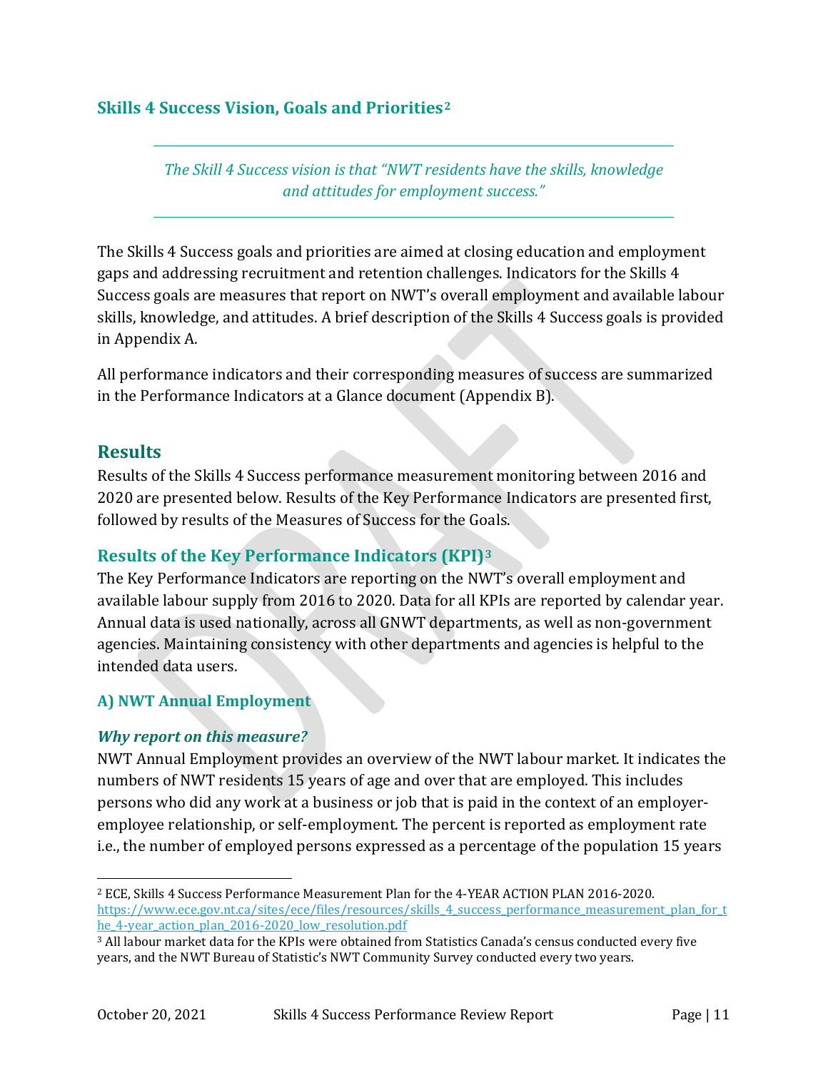### Skills 4 Success Vision, Goals and Priorities[2]

---

*The Skill 4 Success vision is that "NWT residents have the skills, knowledge and attitudes for employment success."*

---

The Skills 4 Success goals and priorities are aimed at closing education and employment gaps and addressing recruitment and retention challenges. Indicators for the Skills 4 Success goals are measures that report on NWT's overall employment and available labour skills, knowledge, and attitudes. A brief description of the Skills 4 Success goals is provided in Appendix A.

All performance indicators and their corresponding measures of success are summarized in the Performance Indicators at a Glance document (Appendix B).

## Results

Results of the Skills 4 Success performance measurement monitoring between 2016 and 2020 are presented below. Results of the Key Performance Indicators are presented first, followed by results of the Measures of Success for the Goals.

### Results of the Key Performance Indicators (KPI)[3]

The Key Performance Indicators are reporting on the NWT's overall employment and available labour supply from 2016 to 2020. Data for all KPIs are reported by calendar year. Annual data is used nationally, across all GNWT departments, as well as non-government agencies. Maintaining consistency with other departments and agencies is helpful to the intended data users.

#### A) NWT Annual Employment

#### *Why report on this measure?*

NWT Annual Employment provides an overview of the NWT labour market. It indicates the numbers of NWT residents 15 years of age and over that are employed. This includes persons who did any work at a business or job that is paid in the context of an employer-employee relationship, or self-employment. The percent is reported as employment rate i.e., the number of employed persons expressed as a percentage of the population 15 years

---

[2] ECE, Skills 4 Success Performance Measurement Plan for the 4-YEAR ACTION PLAN 2016-2020. https://www.ece.gov.nt.ca/sites/ece/files/resources/skills_4_success_performance_measurement_plan_for_the_4-year_action_plan_2016-2020_low_resolution.pdf

[3] All labour market data for the KPIs were obtained from Statistics Canada's census conducted every five years, and the NWT Bureau of Statistic's NWT Community Survey conducted every two years.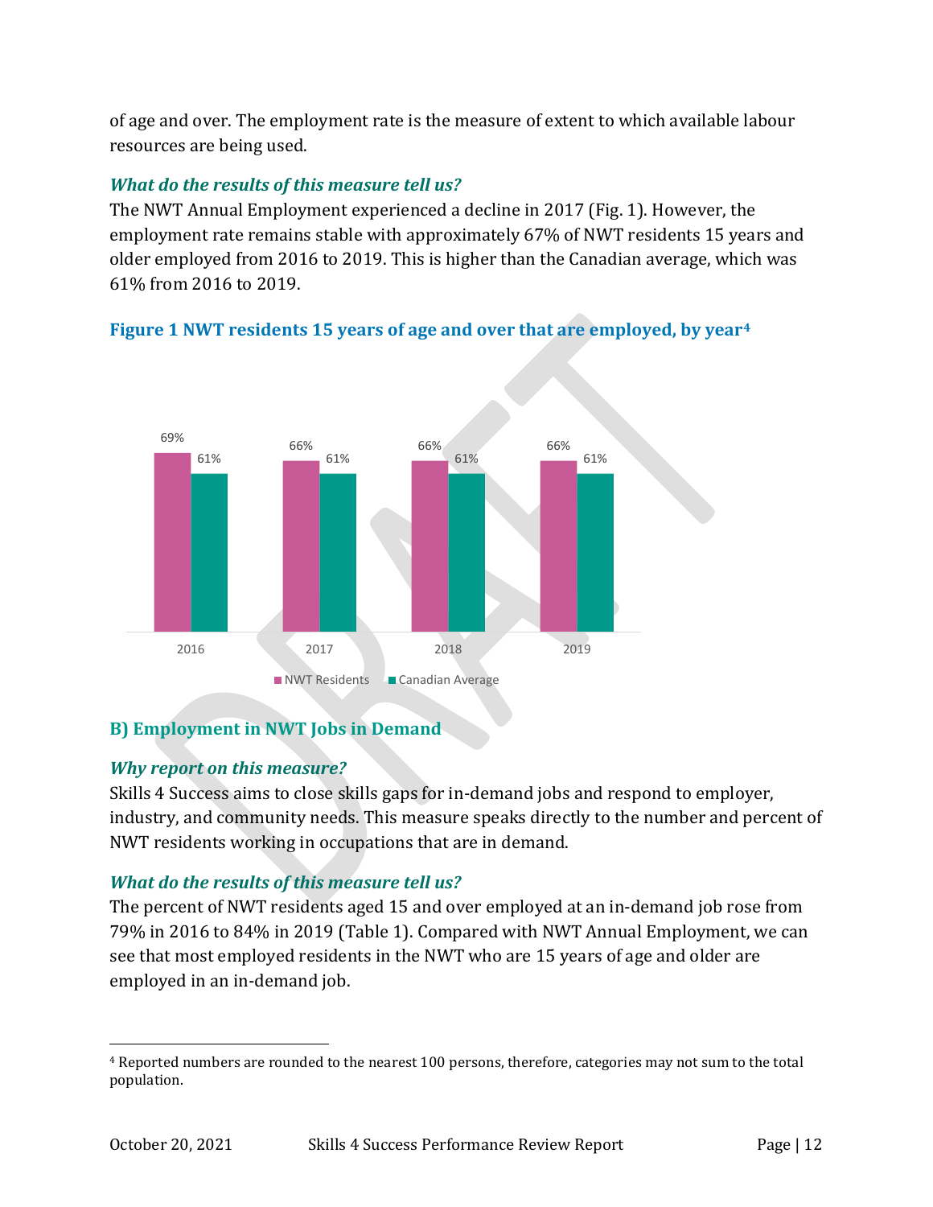of age and over. The employment rate is the measure of extent to which available labour resources are being used.

### *What do the results of this measure tell us?*

The NWT Annual Employment experienced a decline in 2017 (Fig. 1). However, the employment rate remains stable with approximately 67% of NWT residents 15 years and older employed from 2016 to 2019. This is higher than the Canadian average, which was 61% from 2016 to 2019.

**Figure 1 NWT residents 15 years of age and over that are employed, by year[4]**

| Year | NWT Residents | Canadian Average |
|---|---|---|
| 2016 | 69% | 61% |
| 2017 | 66% | 61% |
| 2018 | 66% | 61% |
| 2019 | 66% | 61% |

## B) Employment in NWT Jobs in Demand

### *Why report on this measure?*

Skills 4 Success aims to close skills gaps for in-demand jobs and respond to employer, industry, and community needs. This measure speaks directly to the number and percent of NWT residents working in occupations that are in demand.

### *What do the results of this measure tell us?*

The percent of NWT residents aged 15 and over employed at an in-demand job rose from 79% in 2016 to 84% in 2019 (Table 1). Compared with NWT Annual Employment, we can see that most employed residents in the NWT who are 15 years of age and older are employed in an in-demand job.

[4] Reported numbers are rounded to the nearest 100 persons, therefore, categories may not sum to the total population.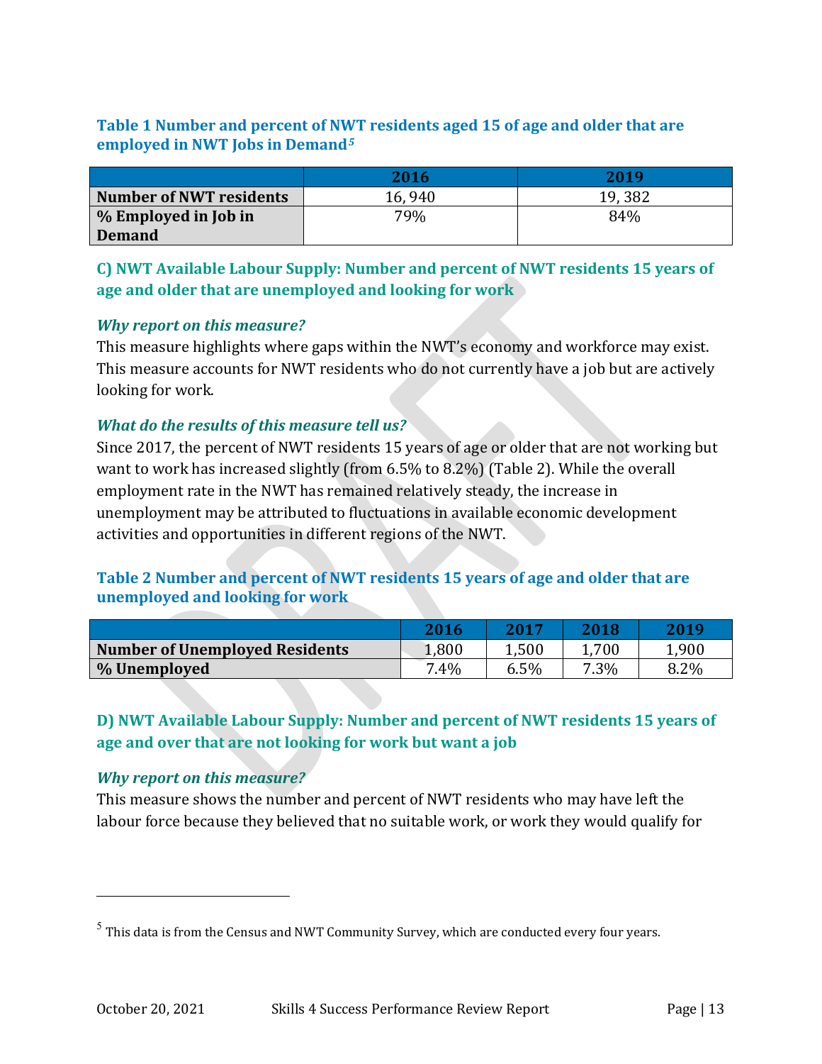### Table 1 Number and percent of NWT residents aged 15 of age and older that are employed in NWT Jobs in Demand[5]

| | 2016 | 2019 |
|---|---|---|
| **Number of NWT residents** | 16, 940 | 19, 382 |
| **% Employed in Job in Demand** | 79% | 84% |

### C) NWT Available Labour Supply: Number and percent of NWT residents 15 years of age and older that are unemployed and looking for work

#### *Why report on this measure?*

This measure highlights where gaps within the NWT's economy and workforce may exist. This measure accounts for NWT residents who do not currently have a job but are actively looking for work.

#### *What do the results of this measure tell us?*

Since 2017, the percent of NWT residents 15 years of age or older that are not working but want to work has increased slightly (from 6.5% to 8.2%) (Table 2). While the overall employment rate in the NWT has remained relatively steady, the increase in unemployment may be attributed to fluctuations in available economic development activities and opportunities in different regions of the NWT.

### Table 2 Number and percent of NWT residents 15 years of age and older that are unemployed and looking for work

| | 2016 | 2017 | 2018 | 2019 |
|---|---|---|---|---|
| **Number of Unemployed Residents** | 1,800 | 1,500 | 1,700 | 1,900 |
| **% Unemployed** | 7.4% | 6.5% | 7.3% | 8.2% |

### D) NWT Available Labour Supply: Number and percent of NWT residents 15 years of age and over that are not looking for work but want a job

#### *Why report on this measure?*

This measure shows the number and percent of NWT residents who may have left the labour force because they believed that no suitable work, or work they would qualify for

[5] This data is from the Census and NWT Community Survey, which are conducted every four years.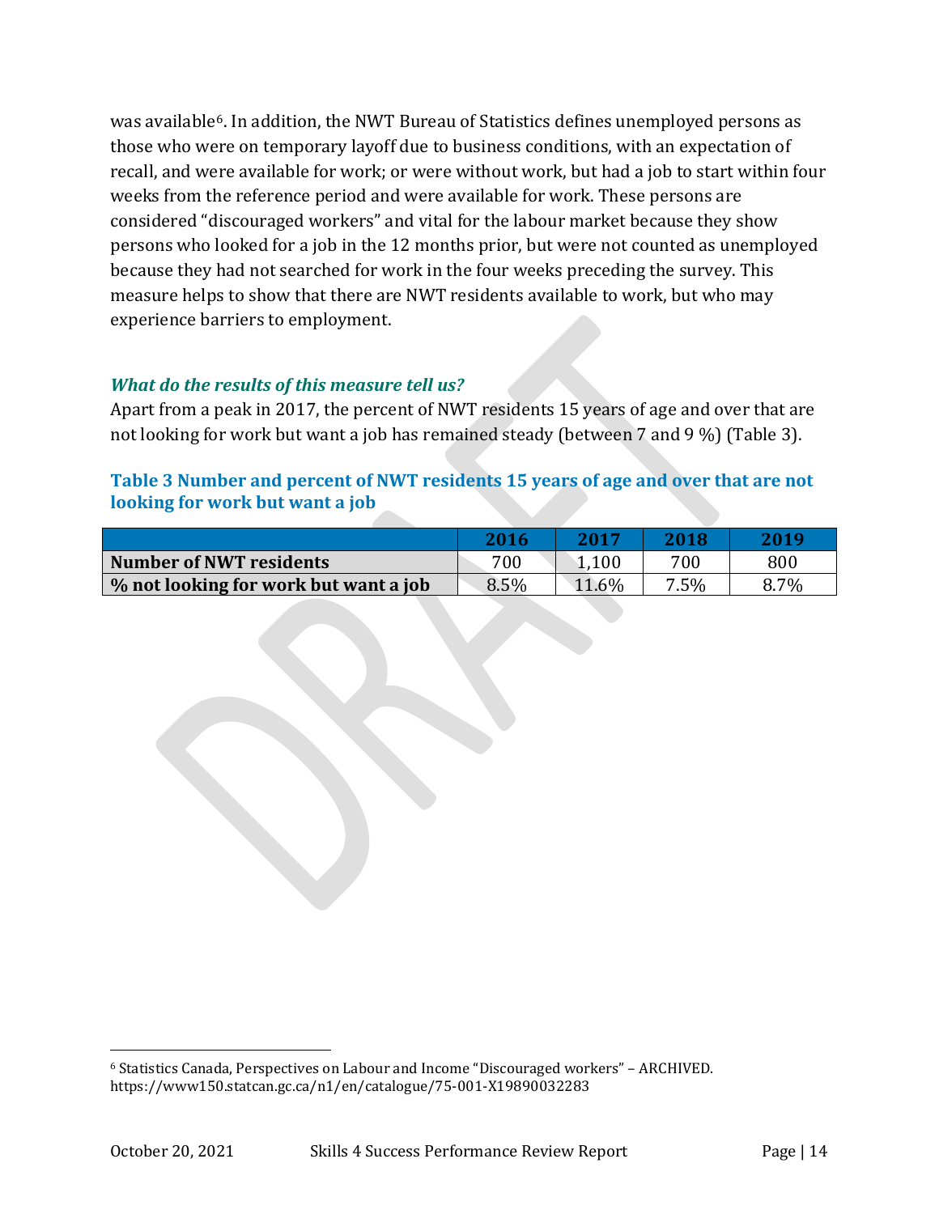was available[6]. In addition, the NWT Bureau of Statistics defines unemployed persons as those who were on temporary layoff due to business conditions, with an expectation of recall, and were available for work; or were without work, but had a job to start within four weeks from the reference period and were available for work. These persons are considered "discouraged workers" and vital for the labour market because they show persons who looked for a job in the 12 months prior, but were not counted as unemployed because they had not searched for work in the four weeks preceding the survey. This measure helps to show that there are NWT residents available to work, but who may experience barriers to employment.

### *What do the results of this measure tell us?*

Apart from a peak in 2017, the percent of NWT residents 15 years of age and over that are not looking for work but want a job has remained steady (between 7 and 9 %) (Table 3).

**Table 3 Number and percent of NWT residents 15 years of age and over that are not looking for work but want a job**

| | 2016 | 2017 | 2018 | 2019 |
|---|---|---|---|---|
| **Number of NWT residents** | 700 | 1,100 | 700 | 800 |
| **% not looking for work but want a job** | 8.5% | 11.6% | 7.5% | 8.7% |

[6] Statistics Canada, Perspectives on Labour and Income "Discouraged workers" – ARCHIVED. https://www150.statcan.gc.ca/n1/en/catalogue/75-001-X19890032283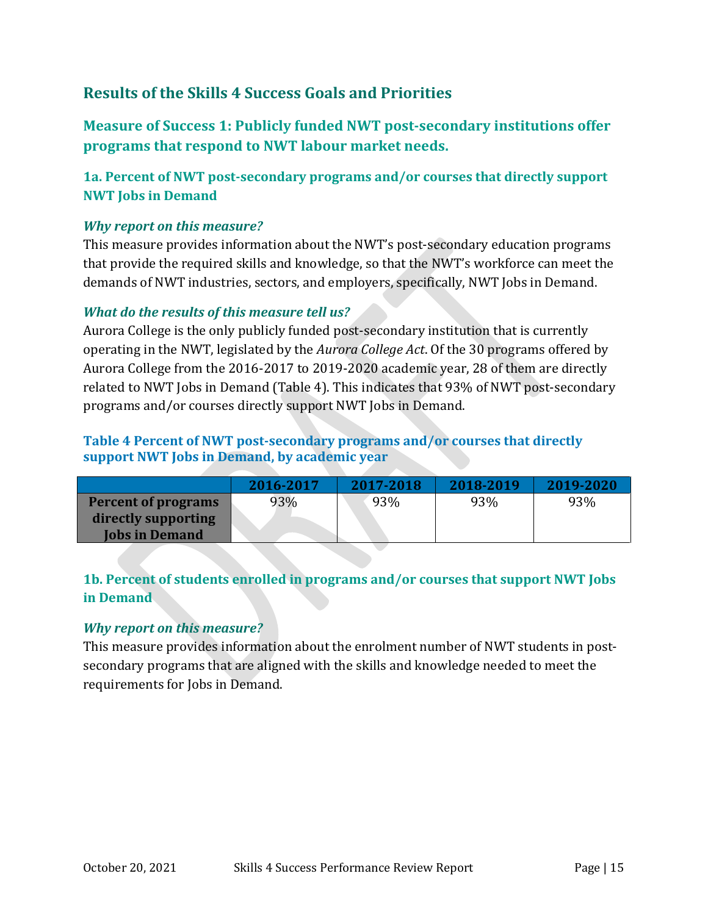## Results of the Skills 4 Success Goals and Priorities

### Measure of Success 1: Publicly funded NWT post-secondary institutions offer programs that respond to NWT labour market needs.

#### 1a. Percent of NWT post-secondary programs and/or courses that directly support NWT Jobs in Demand

***Why report on this measure?***

This measure provides information about the NWT's post-secondary education programs that provide the required skills and knowledge, so that the NWT's workforce can meet the demands of NWT industries, sectors, and employers, specifically, NWT Jobs in Demand.

***What do the results of this measure tell us?***

Aurora College is the only publicly funded post-secondary institution that is currently operating in the NWT, legislated by the *Aurora College Act*. Of the 30 programs offered by Aurora College from the 2016-2017 to 2019-2020 academic year, 28 of them are directly related to NWT Jobs in Demand (Table 4). This indicates that 93% of NWT post-secondary programs and/or courses directly support NWT Jobs in Demand.

**Table 4 Percent of NWT post-secondary programs and/or courses that directly support NWT Jobs in Demand, by academic year**

| | 2016-2017 | 2017-2018 | 2018-2019 | 2019-2020 |
|---|---|---|---|---|
| **Percent of programs directly supporting Jobs in Demand** | 93% | 93% | 93% | 93% |

#### 1b. Percent of students enrolled in programs and/or courses that support NWT Jobs in Demand

***Why report on this measure?***

This measure provides information about the enrolment number of NWT students in post-secondary programs that are aligned with the skills and knowledge needed to meet the requirements for Jobs in Demand.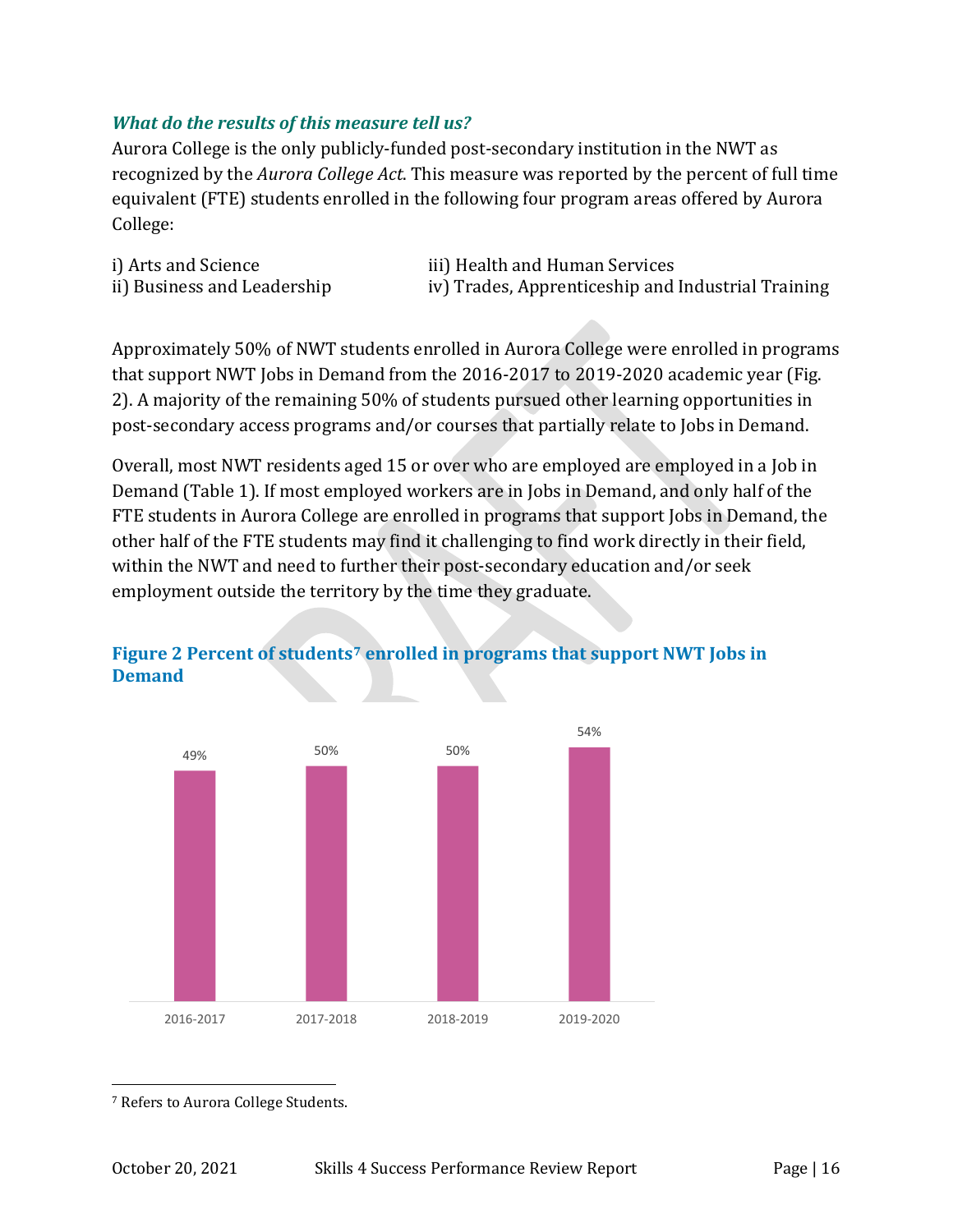### *What do the results of this measure tell us?*

Aurora College is the only publicly-funded post-secondary institution in the NWT as recognized by the *Aurora College Act*. This measure was reported by the percent of full time equivalent (FTE) students enrolled in the following four program areas offered by Aurora College:

i) Arts and Science
ii) Business and Leadership
iii) Health and Human Services
iv) Trades, Apprenticeship and Industrial Training

Approximately 50% of NWT students enrolled in Aurora College were enrolled in programs that support NWT Jobs in Demand from the 2016-2017 to 2019-2020 academic year (Fig. 2). A majority of the remaining 50% of students pursued other learning opportunities in post-secondary access programs and/or courses that partially relate to Jobs in Demand.

Overall, most NWT residents aged 15 or over who are employed are employed in a Job in Demand (Table 1). If most employed workers are in Jobs in Demand, and only half of the FTE students in Aurora College are enrolled in programs that support Jobs in Demand, the other half of the FTE students may find it challenging to find work directly in their field, within the NWT and need to further their post-secondary education and/or seek employment outside the territory by the time they graduate.

**Figure 2 Percent of students[7] enrolled in programs that support NWT Jobs in Demand**

| Academic Year | Percent |
|---|---|
| 2016-2017 | 49% |
| 2017-2018 | 50% |
| 2018-2019 | 50% |
| 2019-2020 | 54% |

[7] Refers to Aurora College Students.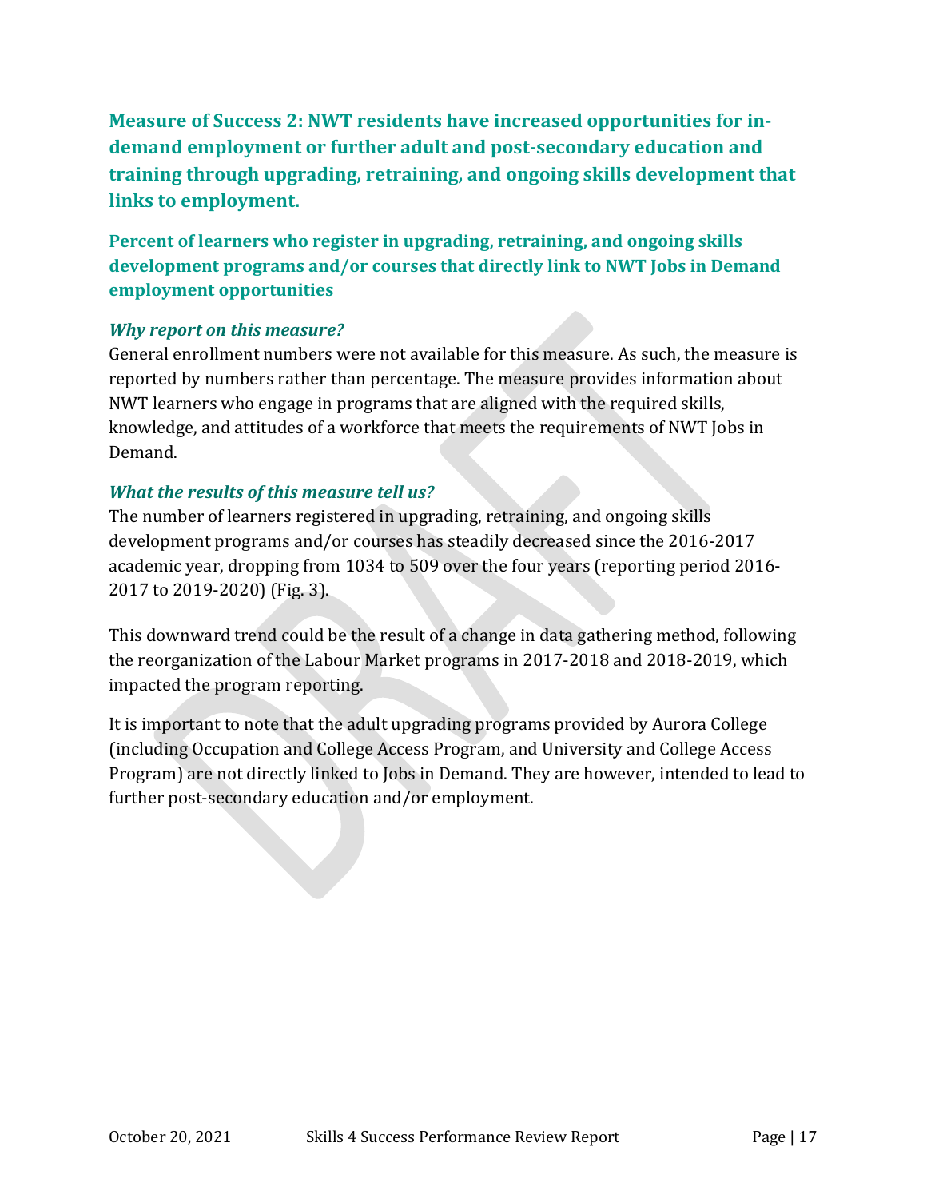## Measure of Success 2: NWT residents have increased opportunities for in-demand employment or further adult and post-secondary education and training through upgrading, retraining, and ongoing skills development that links to employment.

### Percent of learners who register in upgrading, retraining, and ongoing skills development programs and/or courses that directly link to NWT Jobs in Demand employment opportunities

#### *Why report on this measure?*

General enrollment numbers were not available for this measure. As such, the measure is reported by numbers rather than percentage. The measure provides information about NWT learners who engage in programs that are aligned with the required skills, knowledge, and attitudes of a workforce that meets the requirements of NWT Jobs in Demand.

#### *What the results of this measure tell us?*

The number of learners registered in upgrading, retraining, and ongoing skills development programs and/or courses has steadily decreased since the 2016-2017 academic year, dropping from 1034 to 509 over the four years (reporting period 2016-2017 to 2019-2020) (Fig. 3).

This downward trend could be the result of a change in data gathering method, following the reorganization of the Labour Market programs in 2017-2018 and 2018-2019, which impacted the program reporting.

It is important to note that the adult upgrading programs provided by Aurora College (including Occupation and College Access Program, and University and College Access Program) are not directly linked to Jobs in Demand. They are however, intended to lead to further post-secondary education and/or employment.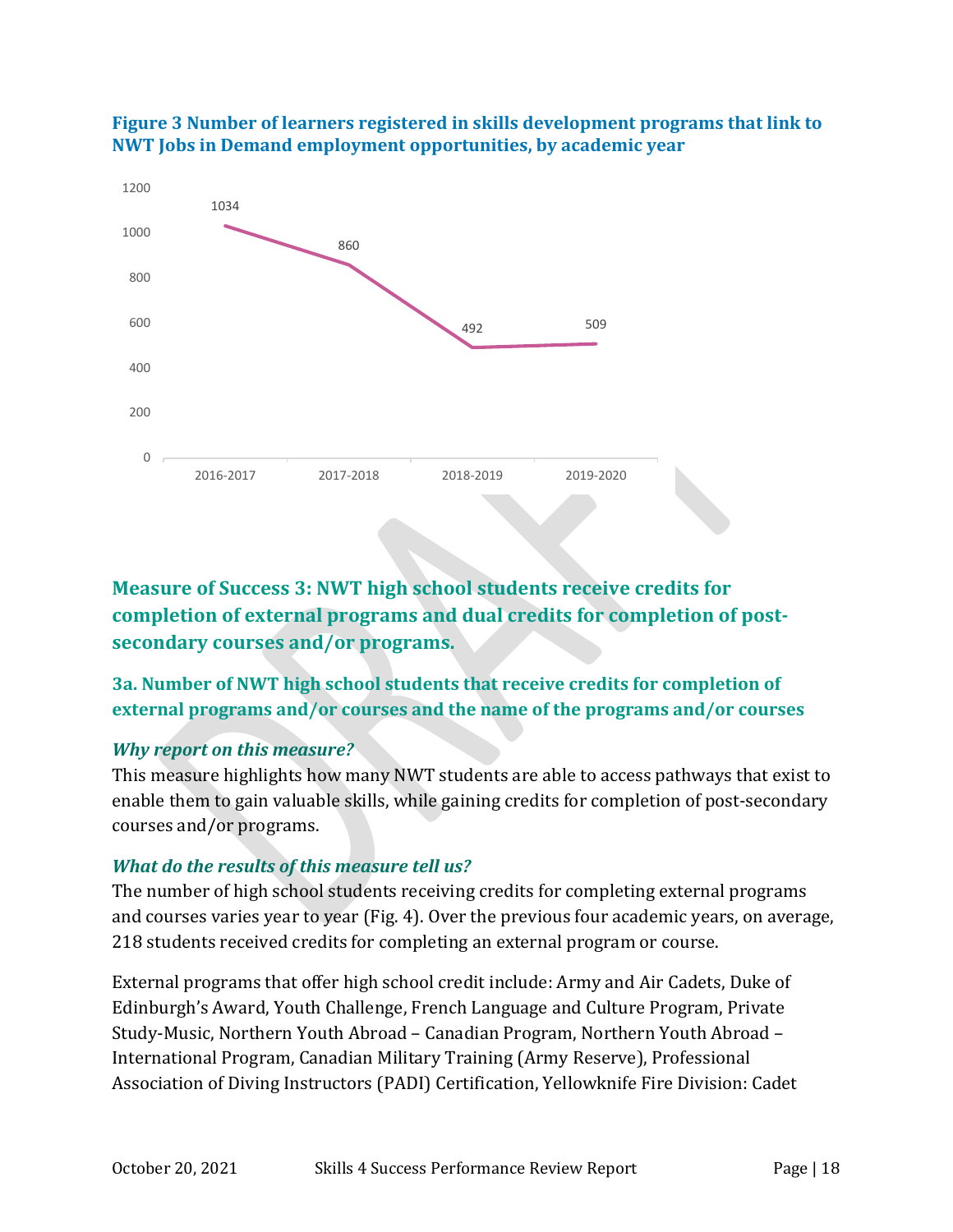**Figure 3 Number of learners registered in skills development programs that link to NWT Jobs in Demand employment opportunities, by academic year**

| Academic year | Number of learners |
|---|---|
| 2016-2017 | 1034 |
| 2017-2018 | 860 |
| 2018-2019 | 492 |
| 2019-2020 | 509 |

## Measure of Success 3: NWT high school students receive credits for completion of external programs and dual credits for completion of post-secondary courses and/or programs.

### 3a. Number of NWT high school students that receive credits for completion of external programs and/or courses and the name of the programs and/or courses

#### *Why report on this measure?*

This measure highlights how many NWT students are able to access pathways that exist to enable them to gain valuable skills, while gaining credits for completion of post-secondary courses and/or programs.

#### *What do the results of this measure tell us?*

The number of high school students receiving credits for completing external programs and courses varies year to year (Fig. 4). Over the previous four academic years, on average, 218 students received credits for completing an external program or course.

External programs that offer high school credit include: Army and Air Cadets, Duke of Edinburgh's Award, Youth Challenge, French Language and Culture Program, Private Study-Music, Northern Youth Abroad – Canadian Program, Northern Youth Abroad – International Program, Canadian Military Training (Army Reserve), Professional Association of Diving Instructors (PADI) Certification, Yellowknife Fire Division: Cadet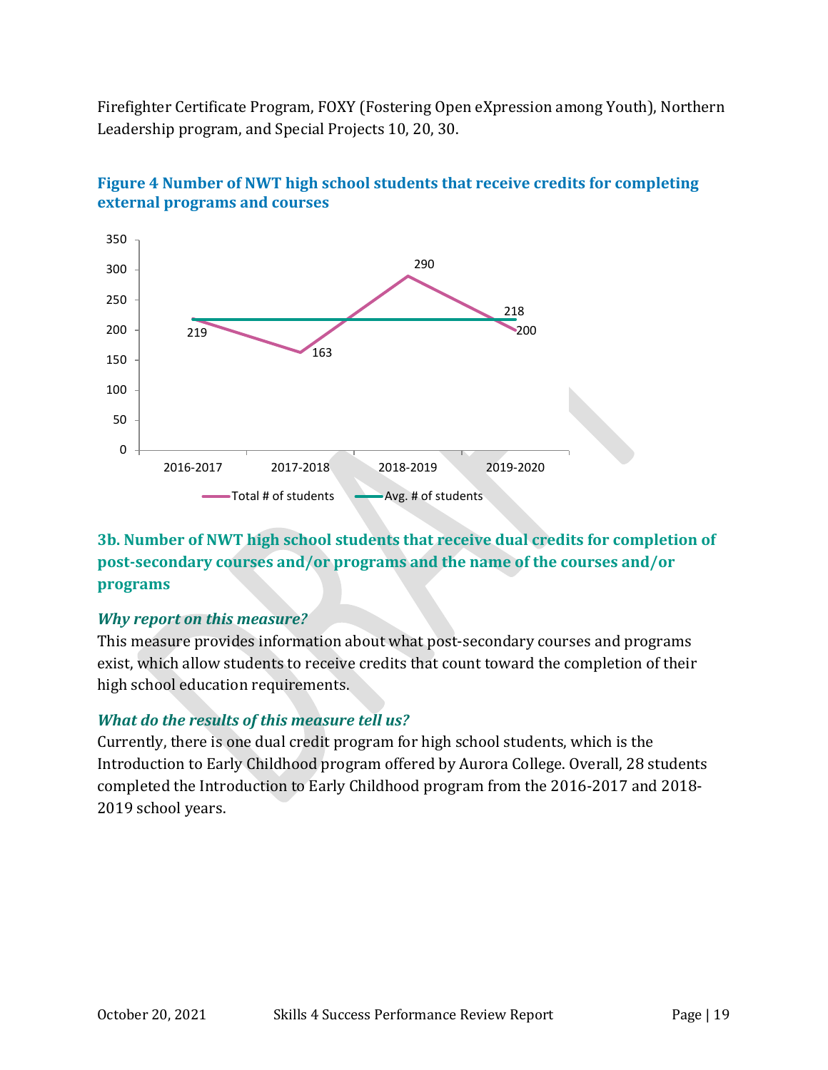Firefighter Certificate Program, FOXY (Fostering Open eXpression among Youth), Northern Leadership program, and Special Projects 10, 20, 30.

**Figure 4 Number of NWT high school students that receive credits for completing external programs and courses**

| | 2016-2017 | 2017-2018 | 2018-2019 | 2019-2020 |
|---|---|---|---|---|
| Total # of students | 219 | 163 | 290 | 200 |
| Avg. # of students | 218 | 218 | 218 | 218 |

### 3b. Number of NWT high school students that receive dual credits for completion of post-secondary courses and/or programs and the name of the courses and/or programs

***Why report on this measure?***

This measure provides information about what post-secondary courses and programs exist, which allow students to receive credits that count toward the completion of their high school education requirements.

***What do the results of this measure tell us?***

Currently, there is one dual credit program for high school students, which is the Introduction to Early Childhood program offered by Aurora College. Overall, 28 students completed the Introduction to Early Childhood program from the 2016-2017 and 2018-2019 school years.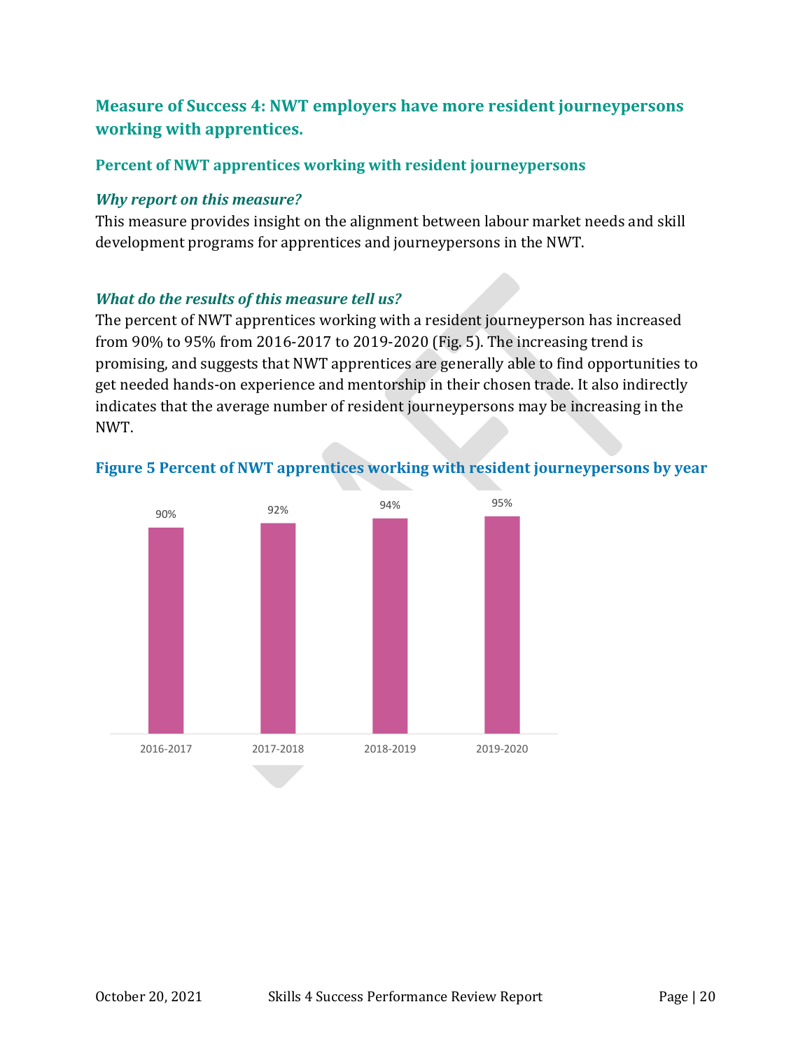## Measure of Success 4: NWT employers have more resident journeypersons working with apprentices.

### Percent of NWT apprentices working with resident journeypersons

#### *Why report on this measure?*

This measure provides insight on the alignment between labour market needs and skill development programs for apprentices and journeypersons in the NWT.

#### *What do the results of this measure tell us?*

The percent of NWT apprentices working with a resident journeyperson has increased from 90% to 95% from 2016-2017 to 2019-2020 (Fig. 5). The increasing trend is promising, and suggests that NWT apprentices are generally able to find opportunities to get needed hands-on experience and mentorship in their chosen trade. It also indirectly indicates that the average number of resident journeypersons may be increasing in the NWT.

**Figure 5 Percent of NWT apprentices working with resident journeypersons by year**

| Year | Percent |
|---|---|
| 2016-2017 | 90% |
| 2017-2018 | 92% |
| 2018-2019 | 94% |
| 2019-2020 | 95% |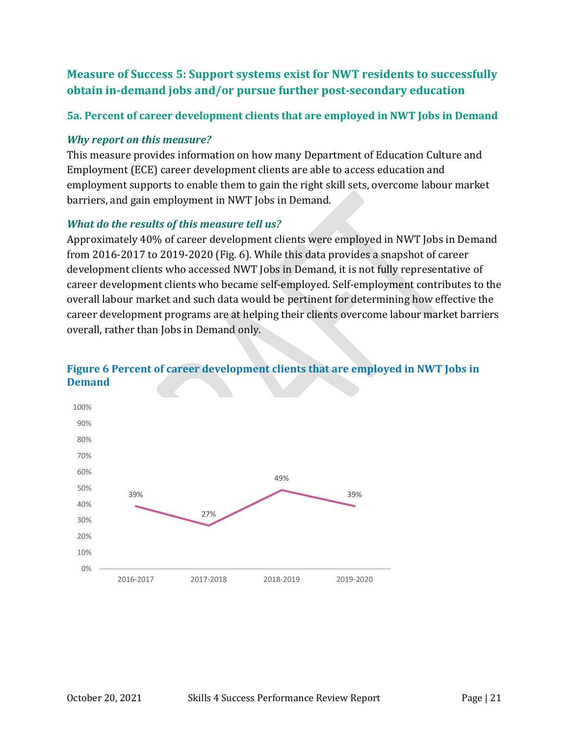## Measure of Success 5: Support systems exist for NWT residents to successfully obtain in-demand jobs and/or pursue further post-secondary education

### 5a. Percent of career development clients that are employed in NWT Jobs in Demand

#### *Why report on this measure?*

This measure provides information on how many Department of Education Culture and Employment (ECE) career development clients are able to access education and employment supports to enable them to gain the right skill sets, overcome labour market barriers, and gain employment in NWT Jobs in Demand.

#### *What do the results of this measure tell us?*

Approximately 40% of career development clients were employed in NWT Jobs in Demand from 2016-2017 to 2019-2020 (Fig. 6). While this data provides a snapshot of career development clients who accessed NWT Jobs in Demand, it is not fully representative of career development clients who became self-employed. Self-employment contributes to the overall labour market and such data would be pertinent for determining how effective the career development programs are at helping their clients overcome labour market barriers overall, rather than Jobs in Demand only.

**Figure 6 Percent of career development clients that are employed in NWT Jobs in Demand**

| Year | Percent |
|---|---|
| 2016-2017 | 39% |
| 2017-2018 | 27% |
| 2018-2019 | 49% |
| 2019-2020 | 39% |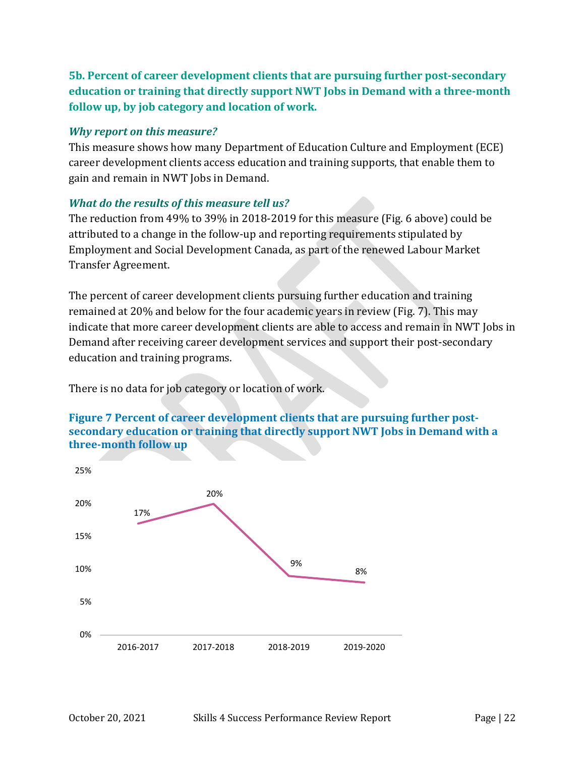### 5b. Percent of career development clients that are pursuing further post-secondary education or training that directly support NWT Jobs in Demand with a three-month follow up, by job category and location of work.

#### *Why report on this measure?*

This measure shows how many Department of Education Culture and Employment (ECE) career development clients access education and training supports, that enable them to gain and remain in NWT Jobs in Demand.

#### *What do the results of this measure tell us?*

The reduction from 49% to 39% in 2018-2019 for this measure (Fig. 6 above) could be attributed to a change in the follow-up and reporting requirements stipulated by Employment and Social Development Canada, as part of the renewed Labour Market Transfer Agreement.

The percent of career development clients pursuing further education and training remained at 20% and below for the four academic years in review (Fig. 7). This may indicate that more career development clients are able to access and remain in NWT Jobs in Demand after receiving career development services and support their post-secondary education and training programs.

There is no data for job category or location of work.

**Figure 7 Percent of career development clients that are pursuing further post-secondary education or training that directly support NWT Jobs in Demand with a three-month follow up**

| Year | Percent |
|---|---|
| 2016-2017 | 17% |
| 2017-2018 | 20% |
| 2018-2019 | 9% |
| 2019-2020 | 8% |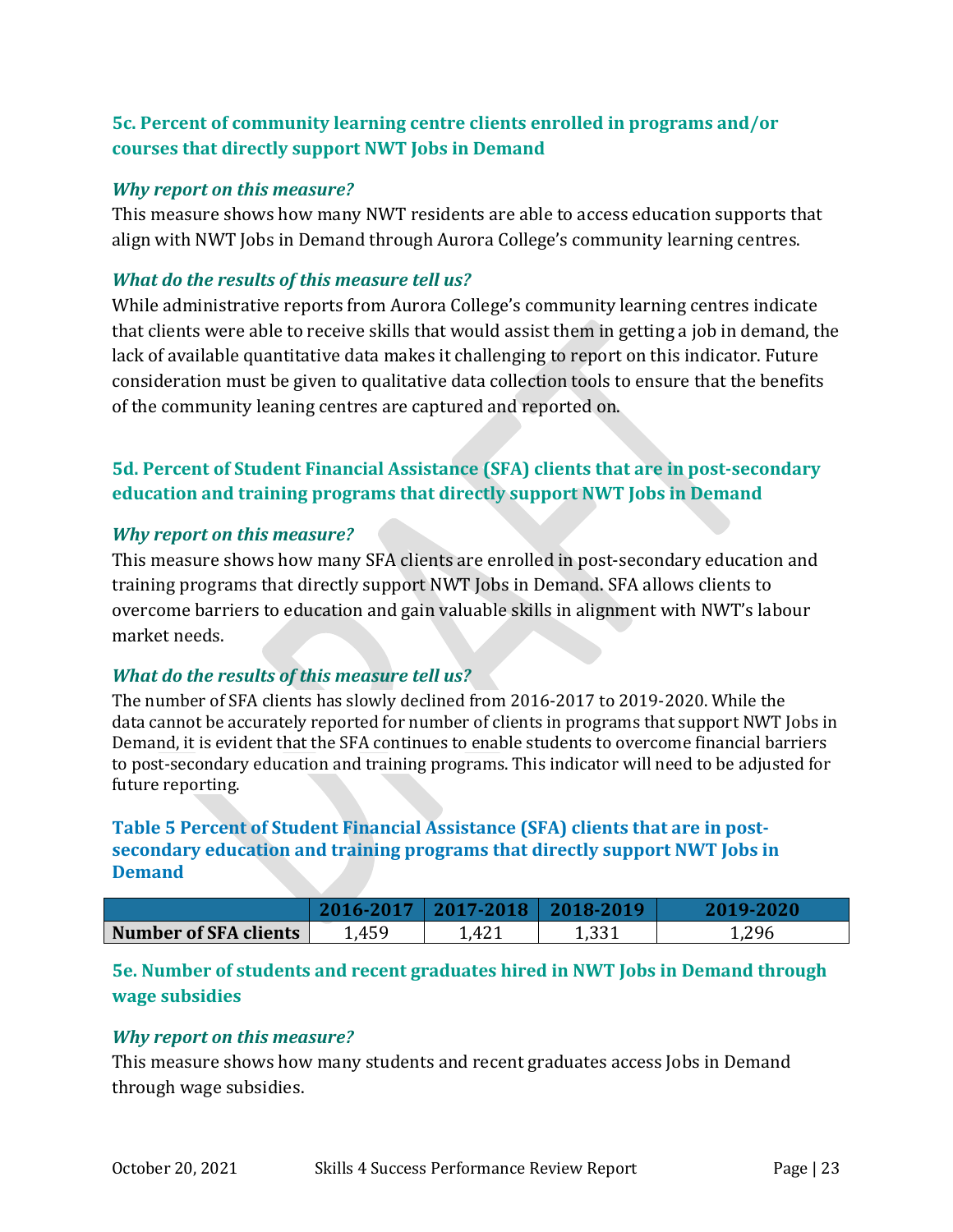### 5c. Percent of community learning centre clients enrolled in programs and/or courses that directly support NWT Jobs in Demand

#### *Why report on this measure?*

This measure shows how many NWT residents are able to access education supports that align with NWT Jobs in Demand through Aurora College's community learning centres.

#### *What do the results of this measure tell us?*

While administrative reports from Aurora College's community learning centres indicate that clients were able to receive skills that would assist them in getting a job in demand, the lack of available quantitative data makes it challenging to report on this indicator. Future consideration must be given to qualitative data collection tools to ensure that the benefits of the community leaning centres are captured and reported on.

### 5d. Percent of Student Financial Assistance (SFA) clients that are in post-secondary education and training programs that directly support NWT Jobs in Demand

#### *Why report on this measure?*

This measure shows how many SFA clients are enrolled in post-secondary education and training programs that directly support NWT Jobs in Demand. SFA allows clients to overcome barriers to education and gain valuable skills in alignment with NWT's labour market needs.

#### *What do the results of this measure tell us?*

The number of SFA clients has slowly declined from 2016-2017 to 2019-2020. While the data cannot be accurately reported for number of clients in programs that support NWT Jobs in Demand, it is evident that the SFA continues to enable students to overcome financial barriers to post-secondary education and training programs. This indicator will need to be adjusted for future reporting.

**Table 5 Percent of Student Financial Assistance (SFA) clients that are in post-secondary education and training programs that directly support NWT Jobs in Demand**

| | 2016-2017 | 2017-2018 | 2018-2019 | 2019-2020 |
|---|---|---|---|---|
| **Number of SFA clients** | 1,459 | 1,421 | 1,331 | 1,296 |

### 5e. Number of students and recent graduates hired in NWT Jobs in Demand through wage subsidies

#### *Why report on this measure?*

This measure shows how many students and recent graduates access Jobs in Demand through wage subsidies.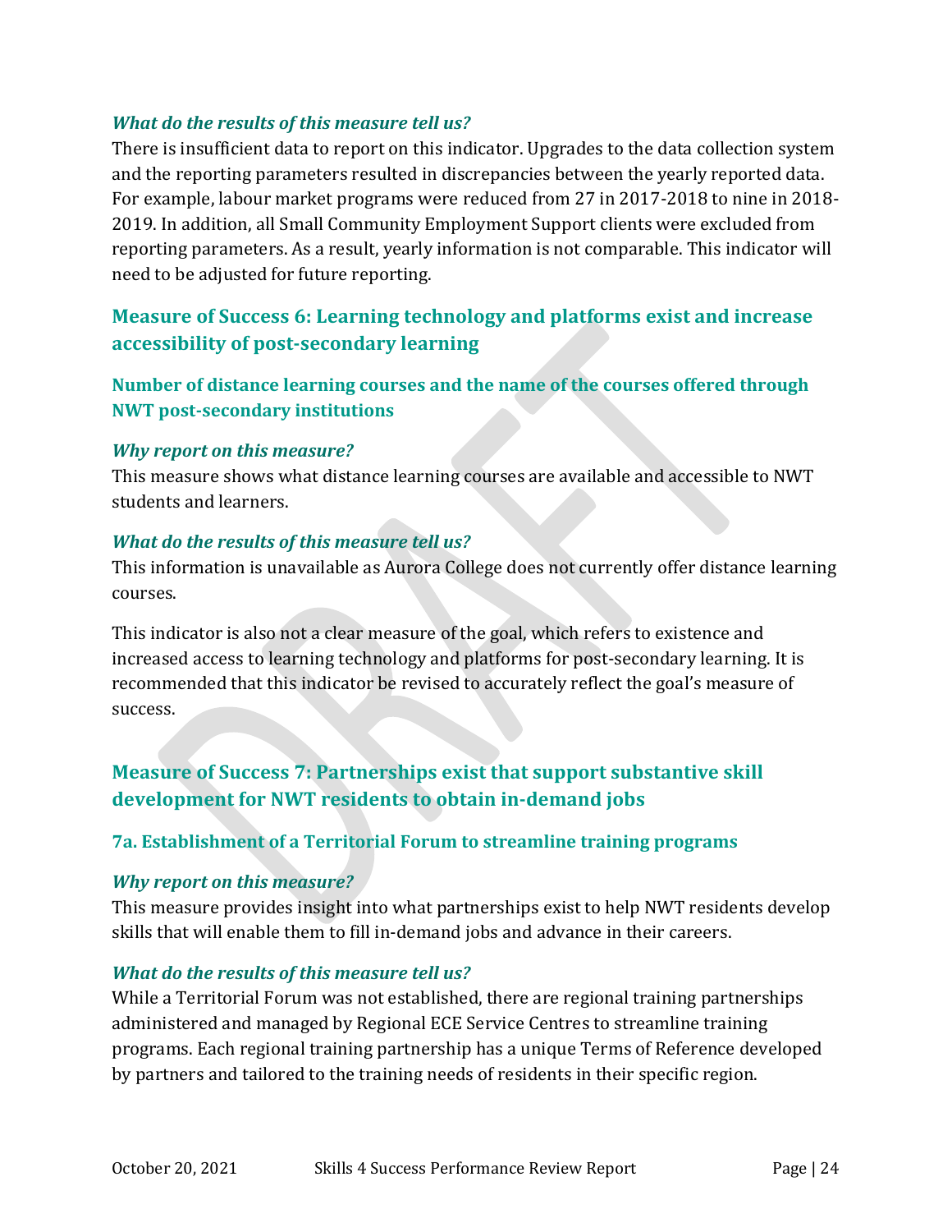### *What do the results of this measure tell us?*

There is insufficient data to report on this indicator. Upgrades to the data collection system and the reporting parameters resulted in discrepancies between the yearly reported data. For example, labour market programs were reduced from 27 in 2017-2018 to nine in 2018-2019. In addition, all Small Community Employment Support clients were excluded from reporting parameters. As a result, yearly information is not comparable. This indicator will need to be adjusted for future reporting.

## Measure of Success 6: Learning technology and platforms exist and increase accessibility of post-secondary learning

### Number of distance learning courses and the name of the courses offered through NWT post-secondary institutions

### *Why report on this measure?*

This measure shows what distance learning courses are available and accessible to NWT students and learners.

### *What do the results of this measure tell us?*

This information is unavailable as Aurora College does not currently offer distance learning courses.

This indicator is also not a clear measure of the goal, which refers to existence and increased access to learning technology and platforms for post-secondary learning. It is recommended that this indicator be revised to accurately reflect the goal's measure of success.

## Measure of Success 7: Partnerships exist that support substantive skill development for NWT residents to obtain in-demand jobs

### 7a. Establishment of a Territorial Forum to streamline training programs

### *Why report on this measure?*

This measure provides insight into what partnerships exist to help NWT residents develop skills that will enable them to fill in-demand jobs and advance in their careers.

### *What do the results of this measure tell us?*

While a Territorial Forum was not established, there are regional training partnerships administered and managed by Regional ECE Service Centres to streamline training programs. Each regional training partnership has a unique Terms of Reference developed by partners and tailored to the training needs of residents in their specific region.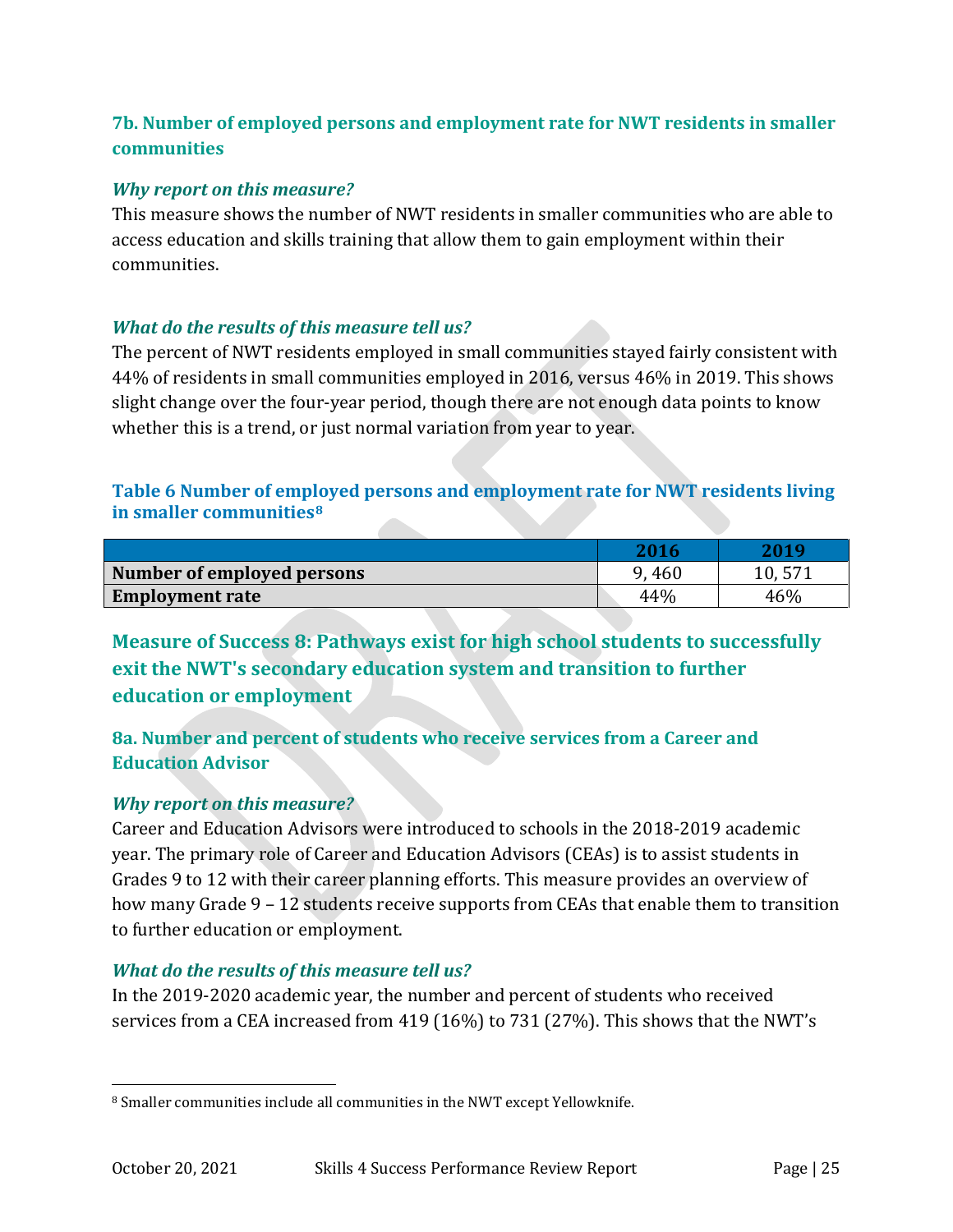### 7b. Number of employed persons and employment rate for NWT residents in smaller communities

#### *Why report on this measure?*

This measure shows the number of NWT residents in smaller communities who are able to access education and skills training that allow them to gain employment within their communities.

#### *What do the results of this measure tell us?*

The percent of NWT residents employed in small communities stayed fairly consistent with 44% of residents in small communities employed in 2016, versus 46% in 2019. This shows slight change over the four-year period, though there are not enough data points to know whether this is a trend, or just normal variation from year to year.

**Table 6 Number of employed persons and employment rate for NWT residents living in smaller communities[8]**

| | 2016 | 2019 |
|---|---|---|
| **Number of employed persons** | 9, 460 | 10, 571 |
| **Employment rate** | 44% | 46% |

## Measure of Success 8: Pathways exist for high school students to successfully exit the NWT's secondary education system and transition to further education or employment

### 8a. Number and percent of students who receive services from a Career and Education Advisor

#### *Why report on this measure?*

Career and Education Advisors were introduced to schools in the 2018-2019 academic year. The primary role of Career and Education Advisors (CEAs) is to assist students in Grades 9 to 12 with their career planning efforts. This measure provides an overview of how many Grade 9 – 12 students receive supports from CEAs that enable them to transition to further education or employment.

#### *What do the results of this measure tell us?*

In the 2019-2020 academic year, the number and percent of students who received services from a CEA increased from 419 (16%) to 731 (27%). This shows that the NWT's

[8] Smaller communities include all communities in the NWT except Yellowknife.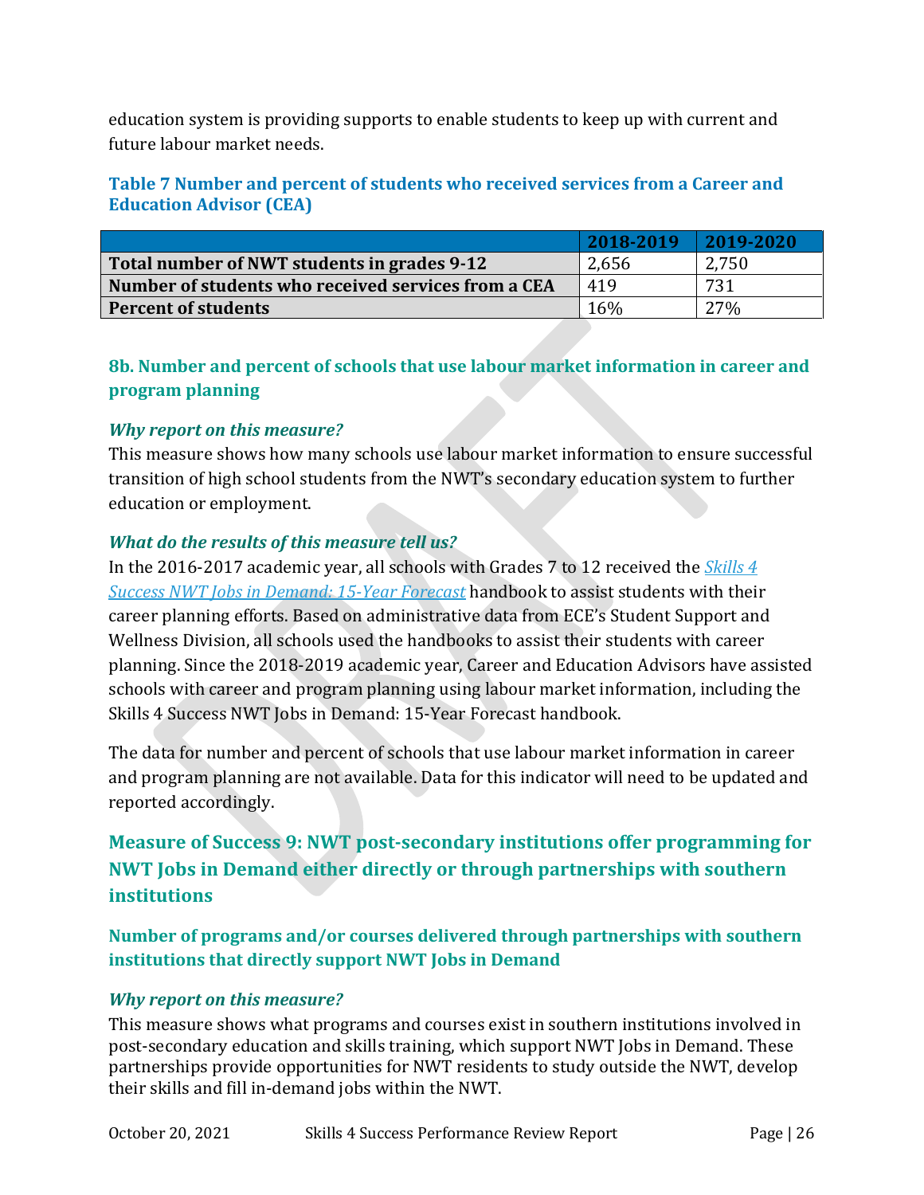education system is providing supports to enable students to keep up with current and future labour market needs.

### Table 7 Number and percent of students who received services from a Career and Education Advisor (CEA)

| | 2018-2019 | 2019-2020 |
|---|---|---|
| **Total number of NWT students in grades 9-12** | 2,656 | 2,750 |
| **Number of students who received services from a CEA** | 419 | 731 |
| **Percent of students** | 16% | 27% |

### 8b. Number and percent of schools that use labour market information in career and program planning

#### *Why report on this measure?*

This measure shows how many schools use labour market information to ensure successful transition of high school students from the NWT's secondary education system to further education or employment.

#### *What do the results of this measure tell us?*

In the 2016-2017 academic year, all schools with Grades 7 to 12 received the *Skills 4 Success NWT Jobs in Demand: 15-Year Forecast* handbook to assist students with their career planning efforts. Based on administrative data from ECE's Student Support and Wellness Division, all schools used the handbooks to assist their students with career planning. Since the 2018-2019 academic year, Career and Education Advisors have assisted schools with career and program planning using labour market information, including the Skills 4 Success NWT Jobs in Demand: 15-Year Forecast handbook.

The data for number and percent of schools that use labour market information in career and program planning are not available. Data for this indicator will need to be updated and reported accordingly.

## Measure of Success 9: NWT post-secondary institutions offer programming for NWT Jobs in Demand either directly or through partnerships with southern institutions

### Number of programs and/or courses delivered through partnerships with southern institutions that directly support NWT Jobs in Demand

#### *Why report on this measure?*

This measure shows what programs and courses exist in southern institutions involved in post-secondary education and skills training, which support NWT Jobs in Demand. These partnerships provide opportunities for NWT residents to study outside the NWT, develop their skills and fill in-demand jobs within the NWT.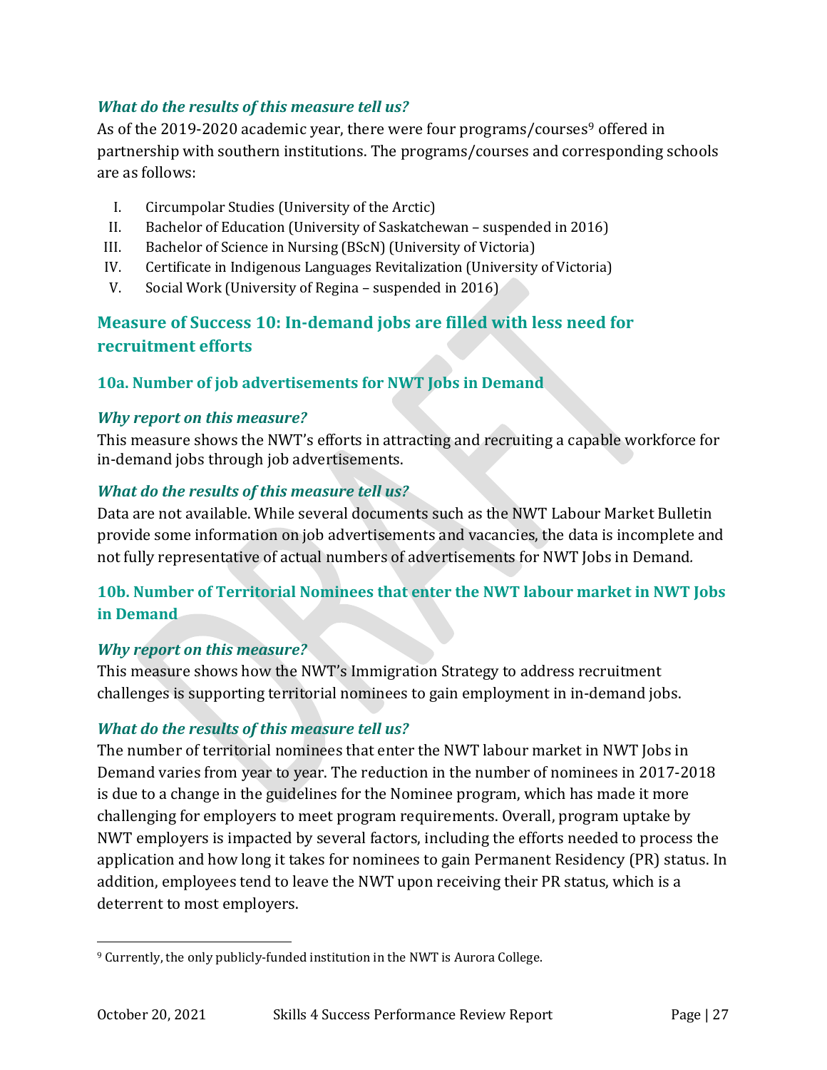### *What do the results of this measure tell us?*

As of the 2019-2020 academic year, there were four programs/courses[9] offered in partnership with southern institutions. The programs/courses and corresponding schools are as follows:

I. Circumpolar Studies (University of the Arctic)
II. Bachelor of Education (University of Saskatchewan – suspended in 2016)
III. Bachelor of Science in Nursing (BScN) (University of Victoria)
IV. Certificate in Indigenous Languages Revitalization (University of Victoria)
V. Social Work (University of Regina – suspended in 2016)

## Measure of Success 10: In-demand jobs are filled with less need for recruitment efforts

### 10a. Number of job advertisements for NWT Jobs in Demand

### *Why report on this measure?*

This measure shows the NWT's efforts in attracting and recruiting a capable workforce for in-demand jobs through job advertisements.

### *What do the results of this measure tell us?*

Data are not available. While several documents such as the NWT Labour Market Bulletin provide some information on job advertisements and vacancies, the data is incomplete and not fully representative of actual numbers of advertisements for NWT Jobs in Demand.

### 10b. Number of Territorial Nominees that enter the NWT labour market in NWT Jobs in Demand

### *Why report on this measure?*

This measure shows how the NWT's Immigration Strategy to address recruitment challenges is supporting territorial nominees to gain employment in in-demand jobs.

### *What do the results of this measure tell us?*

The number of territorial nominees that enter the NWT labour market in NWT Jobs in Demand varies from year to year. The reduction in the number of nominees in 2017-2018 is due to a change in the guidelines for the Nominee program, which has made it more challenging for employers to meet program requirements. Overall, program uptake by NWT employers is impacted by several factors, including the efforts needed to process the application and how long it takes for nominees to gain Permanent Residency (PR) status. In addition, employees tend to leave the NWT upon receiving their PR status, which is a deterrent to most employers.

---

[9] Currently, the only publicly-funded institution in the NWT is Aurora College.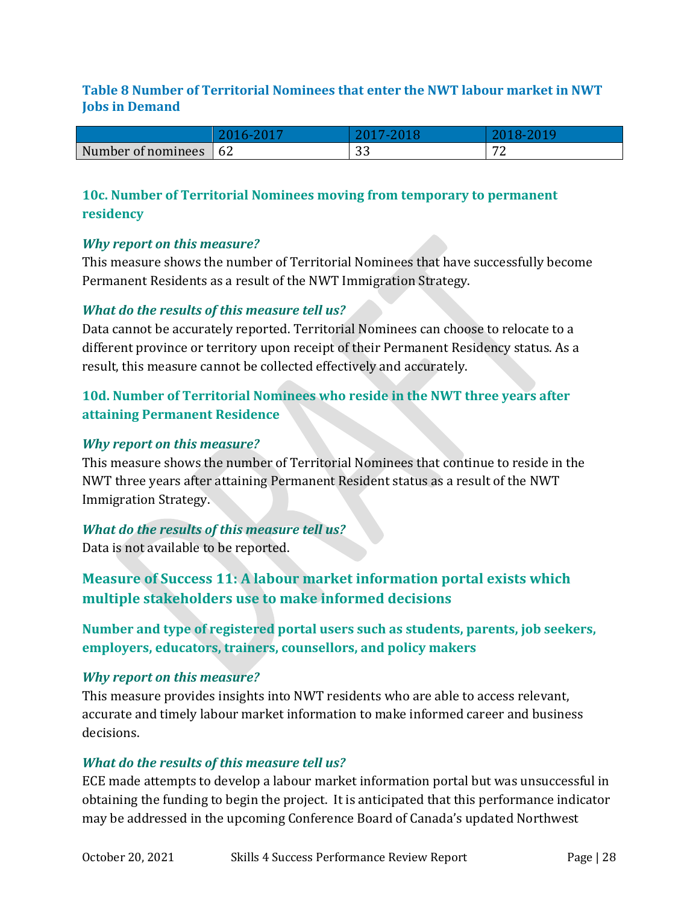### Table 8 Number of Territorial Nominees that enter the NWT labour market in NWT Jobs in Demand

| | 2016-2017 | 2017-2018 | 2018-2019 |
|---|---|---|---|
| Number of nominees | 62 | 33 | 72 |

### 10c. Number of Territorial Nominees moving from temporary to permanent residency

#### *Why report on this measure?*

This measure shows the number of Territorial Nominees that have successfully become Permanent Residents as a result of the NWT Immigration Strategy.

#### *What do the results of this measure tell us?*

Data cannot be accurately reported. Territorial Nominees can choose to relocate to a different province or territory upon receipt of their Permanent Residency status. As a result, this measure cannot be collected effectively and accurately.

### 10d. Number of Territorial Nominees who reside in the NWT three years after attaining Permanent Residence

#### *Why report on this measure?*

This measure shows the number of Territorial Nominees that continue to reside in the NWT three years after attaining Permanent Resident status as a result of the NWT Immigration Strategy.

#### *What do the results of this measure tell us?*

Data is not available to be reported.

## Measure of Success 11: A labour market information portal exists which multiple stakeholders use to make informed decisions

### Number and type of registered portal users such as students, parents, job seekers, employers, educators, trainers, counsellors, and policy makers

#### *Why report on this measure?*

This measure provides insights into NWT residents who are able to access relevant, accurate and timely labour market information to make informed career and business decisions.

#### *What do the results of this measure tell us?*

ECE made attempts to develop a labour market information portal but was unsuccessful in obtaining the funding to begin the project. It is anticipated that this performance indicator may be addressed in the upcoming Conference Board of Canada's updated Northwest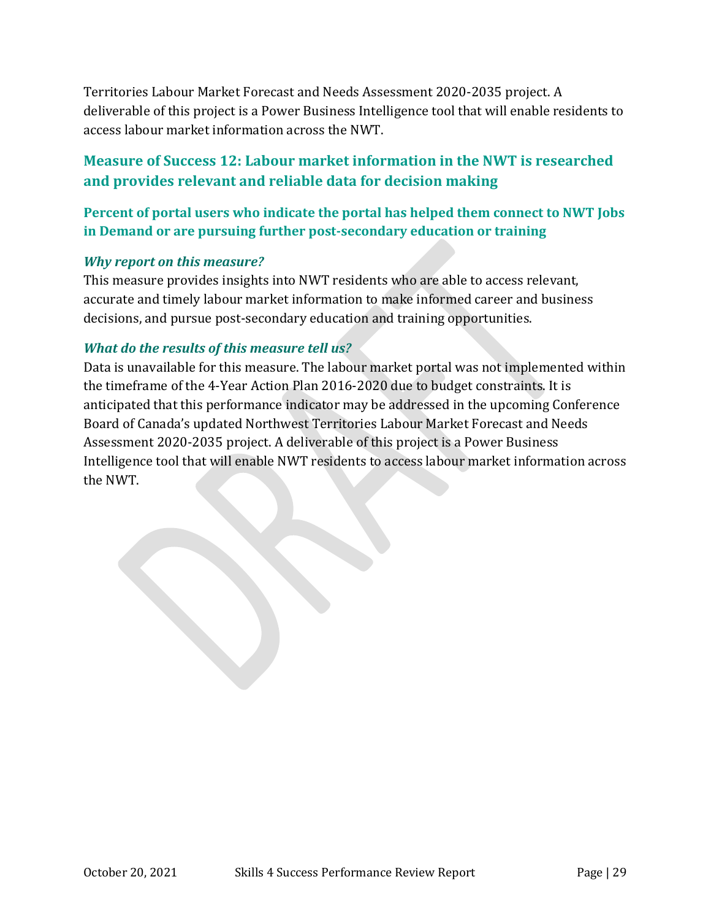Territories Labour Market Forecast and Needs Assessment 2020-2035 project. A deliverable of this project is a Power Business Intelligence tool that will enable residents to access labour market information across the NWT.

## Measure of Success 12: Labour market information in the NWT is researched and provides relevant and reliable data for decision making

### Percent of portal users who indicate the portal has helped them connect to NWT Jobs in Demand or are pursuing further post-secondary education or training

#### *Why report on this measure?*

This measure provides insights into NWT residents who are able to access relevant, accurate and timely labour market information to make informed career and business decisions, and pursue post-secondary education and training opportunities.

#### *What do the results of this measure tell us?*

Data is unavailable for this measure. The labour market portal was not implemented within the timeframe of the 4-Year Action Plan 2016-2020 due to budget constraints. It is anticipated that this performance indicator may be addressed in the upcoming Conference Board of Canada's updated Northwest Territories Labour Market Forecast and Needs Assessment 2020-2035 project. A deliverable of this project is a Power Business Intelligence tool that will enable NWT residents to access labour market information across the NWT.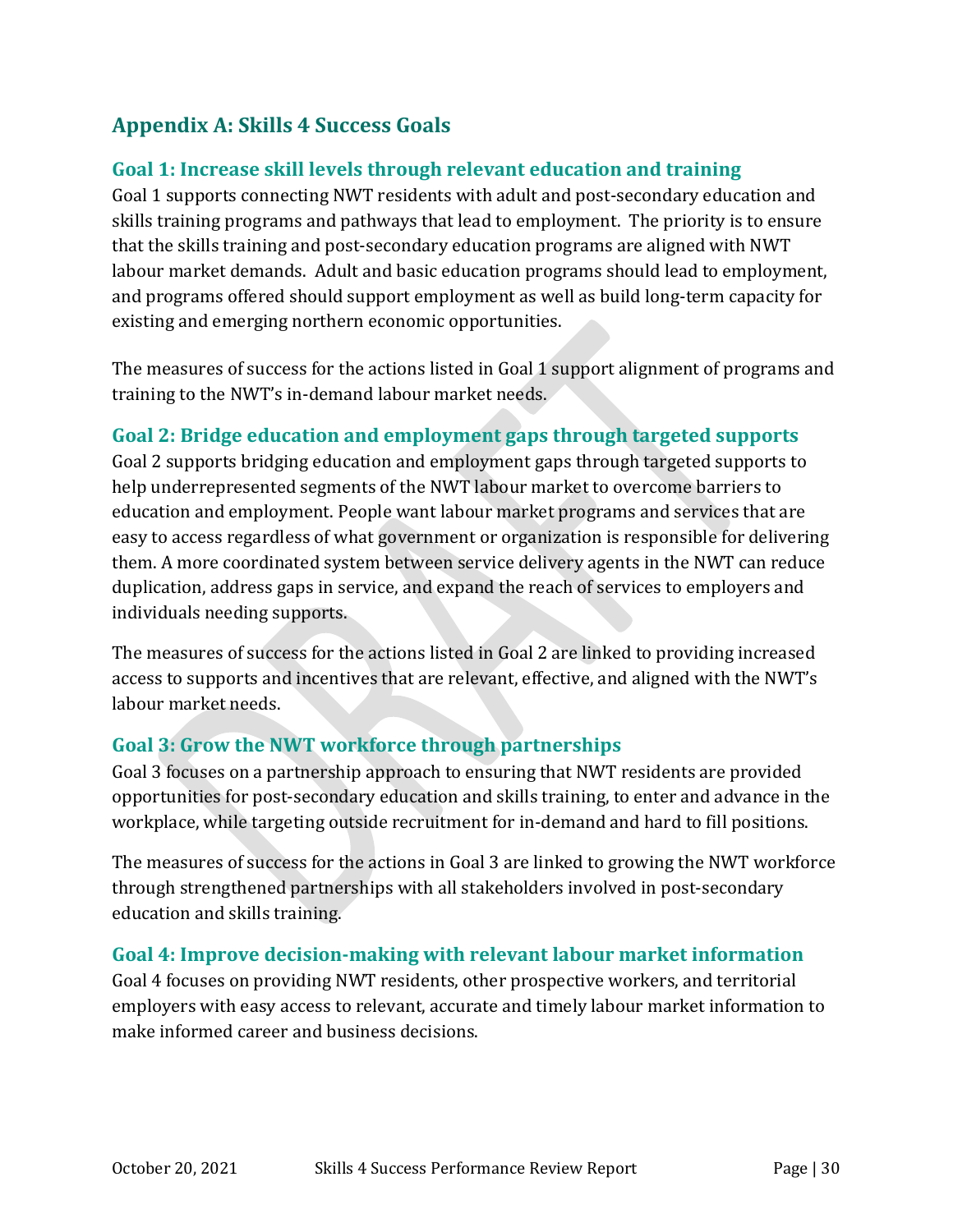## Appendix A: Skills 4 Success Goals

### Goal 1: Increase skill levels through relevant education and training

Goal 1 supports connecting NWT residents with adult and post-secondary education and skills training programs and pathways that lead to employment. The priority is to ensure that the skills training and post-secondary education programs are aligned with NWT labour market demands. Adult and basic education programs should lead to employment, and programs offered should support employment as well as build long-term capacity for existing and emerging northern economic opportunities.

The measures of success for the actions listed in Goal 1 support alignment of programs and training to the NWT's in-demand labour market needs.

### Goal 2: Bridge education and employment gaps through targeted supports

Goal 2 supports bridging education and employment gaps through targeted supports to help underrepresented segments of the NWT labour market to overcome barriers to education and employment. People want labour market programs and services that are easy to access regardless of what government or organization is responsible for delivering them. A more coordinated system between service delivery agents in the NWT can reduce duplication, address gaps in service, and expand the reach of services to employers and individuals needing supports.

The measures of success for the actions listed in Goal 2 are linked to providing increased access to supports and incentives that are relevant, effective, and aligned with the NWT's labour market needs.

### Goal 3: Grow the NWT workforce through partnerships

Goal 3 focuses on a partnership approach to ensuring that NWT residents are provided opportunities for post-secondary education and skills training, to enter and advance in the workplace, while targeting outside recruitment for in-demand and hard to fill positions.

The measures of success for the actions in Goal 3 are linked to growing the NWT workforce through strengthened partnerships with all stakeholders involved in post-secondary education and skills training.

### Goal 4: Improve decision-making with relevant labour market information

Goal 4 focuses on providing NWT residents, other prospective workers, and territorial employers with easy access to relevant, accurate and timely labour market information to make informed career and business decisions.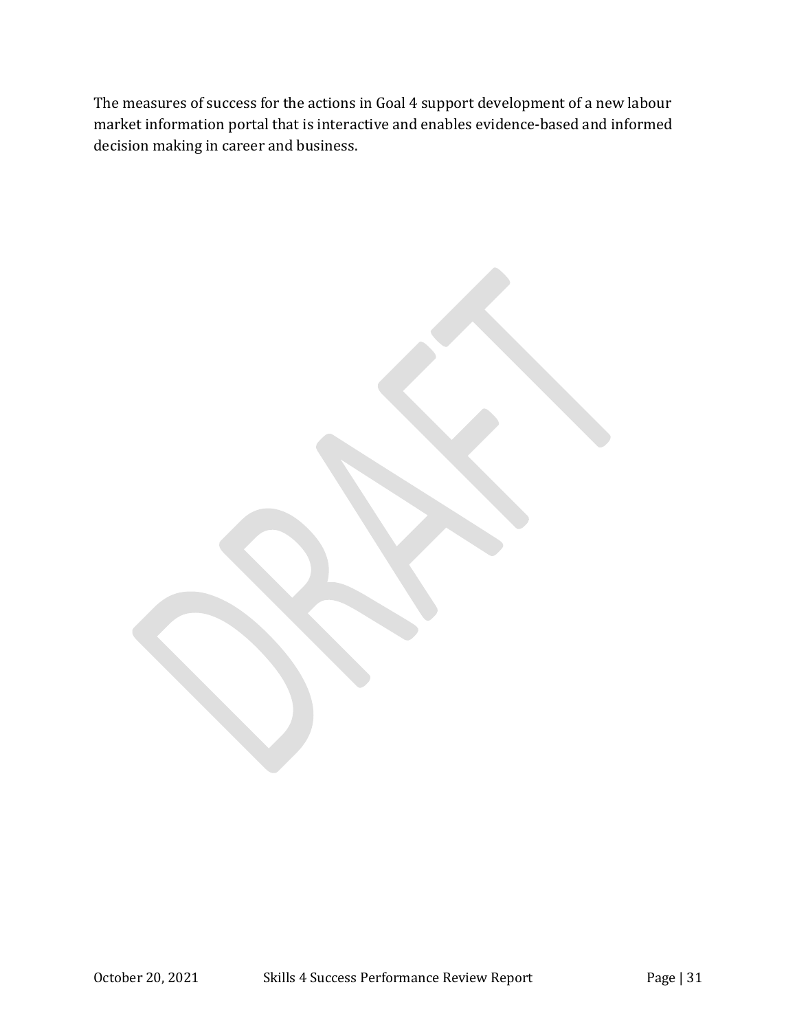The measures of success for the actions in Goal 4 support development of a new labour market information portal that is interactive and enables evidence-based and informed decision making in career and business.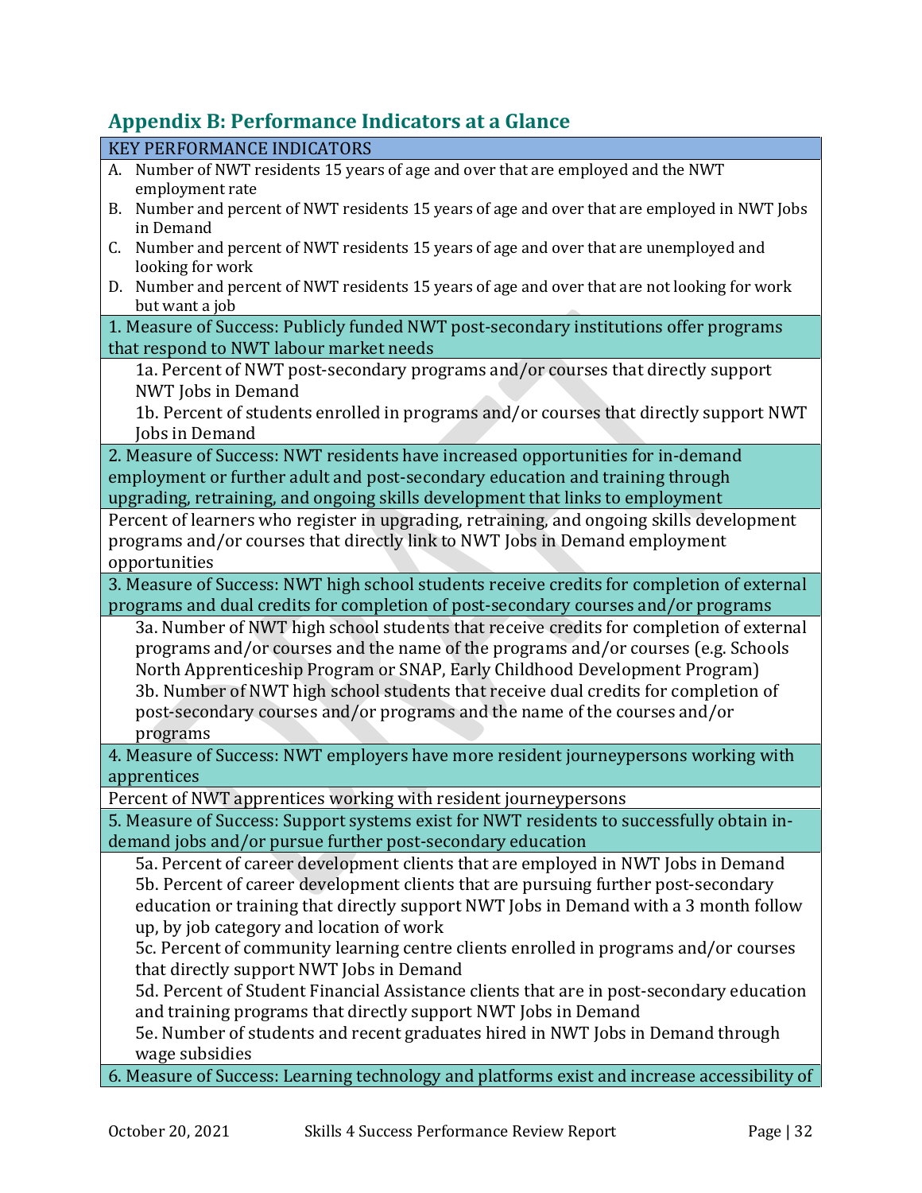## Appendix B: Performance Indicators at a Glance

| KEY PERFORMANCE INDICATORS |
|---|
| A. Number of NWT residents 15 years of age and over that are employed and the NWT employment rate<br>B. Number and percent of NWT residents 15 years of age and over that are employed in NWT Jobs in Demand<br>C. Number and percent of NWT residents 15 years of age and over that are unemployed and looking for work<br>D. Number and percent of NWT residents 15 years of age and over that are not looking for work but want a job |
| 1. Measure of Success: Publicly funded NWT post-secondary institutions offer programs that respond to NWT labour market needs |
| 1a. Percent of NWT post-secondary programs and/or courses that directly support NWT Jobs in Demand<br>1b. Percent of students enrolled in programs and/or courses that directly support NWT Jobs in Demand |
| 2. Measure of Success: NWT residents have increased opportunities for in-demand employment or further adult and post-secondary education and training through upgrading, retraining, and ongoing skills development that links to employment |
| Percent of learners who register in upgrading, retraining, and ongoing skills development programs and/or courses that directly link to NWT Jobs in Demand employment opportunities |
| 3. Measure of Success: NWT high school students receive credits for completion of external programs and dual credits for completion of post-secondary courses and/or programs |
| 3a. Number of NWT high school students that receive credits for completion of external programs and/or courses and the name of the programs and/or courses (e.g. Schools North Apprenticeship Program or SNAP, Early Childhood Development Program)<br>3b. Number of NWT high school students that receive dual credits for completion of post-secondary courses and/or programs and the name of the courses and/or programs |
| 4. Measure of Success: NWT employers have more resident journeypersons working with apprentices |
| Percent of NWT apprentices working with resident journeypersons |
| 5. Measure of Success: Support systems exist for NWT residents to successfully obtain in-demand jobs and/or pursue further post-secondary education |
| 5a. Percent of career development clients that are employed in NWT Jobs in Demand<br>5b. Percent of career development clients that are pursuing further post-secondary education or training that directly support NWT Jobs in Demand with a 3 month follow up, by job category and location of work<br>5c. Percent of community learning centre clients enrolled in programs and/or courses that directly support NWT Jobs in Demand<br>5d. Percent of Student Financial Assistance clients that are in post-secondary education and training programs that directly support NWT Jobs in Demand<br>5e. Number of students and recent graduates hired in NWT Jobs in Demand through wage subsidies |
| 6. Measure of Success: Learning technology and platforms exist and increase accessibility of |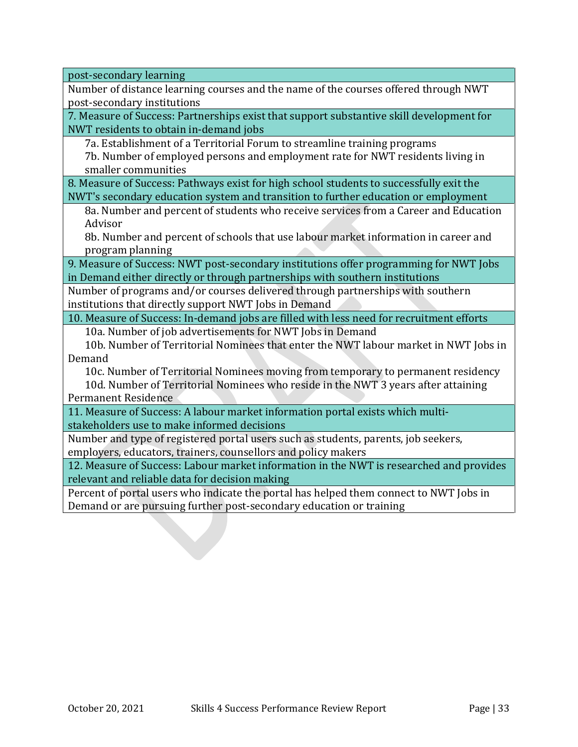| post-secondary learning |
|---|
| Number of distance learning courses and the name of the courses offered through NWT post-secondary institutions |
| 7. Measure of Success: Partnerships exist that support substantive skill development for NWT residents to obtain in-demand jobs |
| 7a. Establishment of a Territorial Forum to streamline training programs<br>7b. Number of employed persons and employment rate for NWT residents living in smaller communities |
| 8. Measure of Success: Pathways exist for high school students to successfully exit the NWT's secondary education system and transition to further education or employment |
| 8a. Number and percent of students who receive services from a Career and Education Advisor<br>8b. Number and percent of schools that use labour market information in career and program planning |
| 9. Measure of Success: NWT post-secondary institutions offer programming for NWT Jobs in Demand either directly or through partnerships with southern institutions |
| Number of programs and/or courses delivered through partnerships with southern institutions that directly support NWT Jobs in Demand |
| 10. Measure of Success: In-demand jobs are filled with less need for recruitment efforts |
| 10a. Number of job advertisements for NWT Jobs in Demand<br>10b. Number of Territorial Nominees that enter the NWT labour market in NWT Jobs in Demand<br>10c. Number of Territorial Nominees moving from temporary to permanent residency<br>10d. Number of Territorial Nominees who reside in the NWT 3 years after attaining Permanent Residence |
| 11. Measure of Success: A labour market information portal exists which multi-stakeholders use to make informed decisions |
| Number and type of registered portal users such as students, parents, job seekers, employers, educators, trainers, counsellors and policy makers |
| 12. Measure of Success: Labour market information in the NWT is researched and provides relevant and reliable data for decision making |
| Percent of portal users who indicate the portal has helped them connect to NWT Jobs in Demand or are pursuing further post-secondary education or training |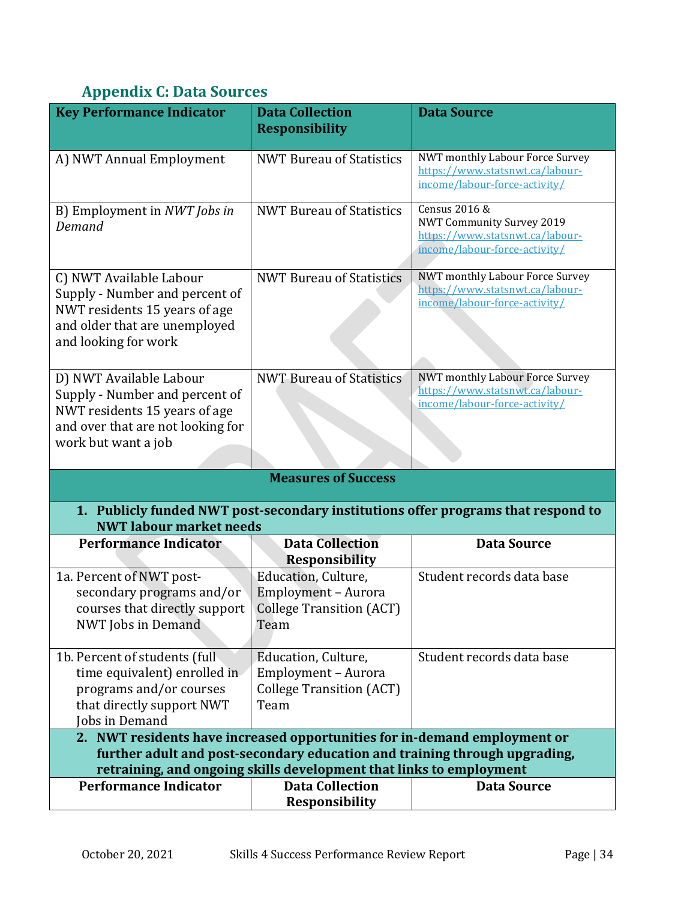## Appendix C: Data Sources

| Key Performance Indicator | Data Collection Responsibility | Data Source |
|---|---|---|
| A) NWT Annual Employment | NWT Bureau of Statistics | NWT monthly Labour Force Survey https://www.statsnwt.ca/labour-income/labour-force-activity/ |
| B) Employment in *NWT Jobs in Demand* | NWT Bureau of Statistics | Census 2016 & NWT Community Survey 2019 https://www.statsnwt.ca/labour-income/labour-force-activity/ |
| C) NWT Available Labour Supply - Number and percent of NWT residents 15 years of age and older that are unemployed and looking for work | NWT Bureau of Statistics | NWT monthly Labour Force Survey https://www.statsnwt.ca/labour-income/labour-force-activity/ |
| D) NWT Available Labour Supply - Number and percent of NWT residents 15 years of age and over that are not looking for work but want a job | NWT Bureau of Statistics | NWT monthly Labour Force Survey https://www.statsnwt.ca/labour-income/labour-force-activity/ |
| **Measures of Success** | | |
| **1. Publicly funded NWT post-secondary institutions offer programs that respond to NWT labour market needs** | | |
| **Performance Indicator** | **Data Collection Responsibility** | **Data Source** |
| 1a. Percent of NWT post-secondary programs and/or courses that directly support NWT Jobs in Demand | Education, Culture, Employment – Aurora College Transition (ACT) Team | Student records data base |
| 1b. Percent of students (full time equivalent) enrolled in programs and/or courses that directly support NWT Jobs in Demand | Education, Culture, Employment – Aurora College Transition (ACT) Team | Student records data base |
| **2. NWT residents have increased opportunities for in-demand employment or further adult and post-secondary education and training through upgrading, retraining, and ongoing skills development that links to employment** | | |
| **Performance Indicator** | **Data Collection Responsibility** | **Data Source** |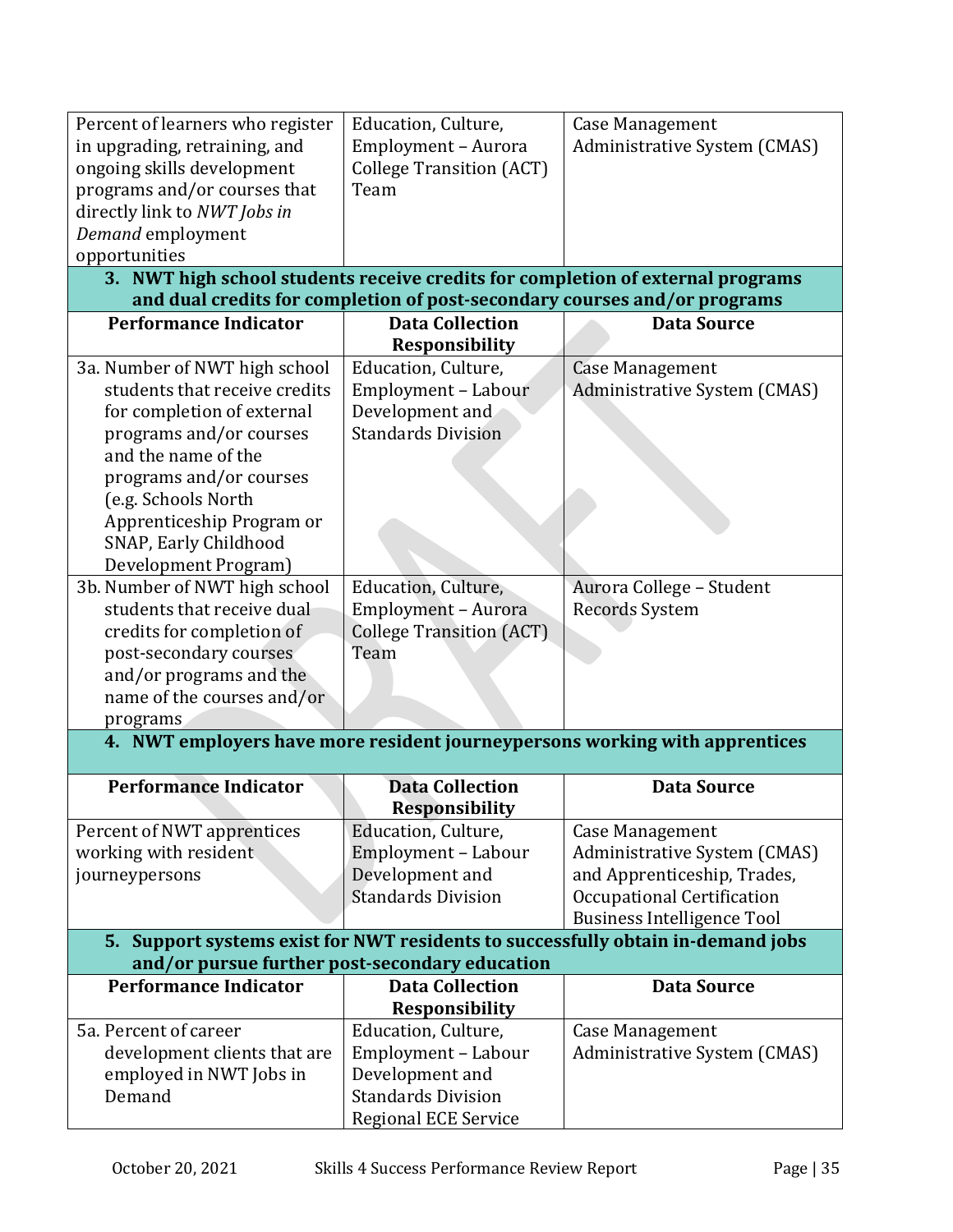| | | |
|---|---|---|
| Percent of learners who register in upgrading, retraining, and ongoing skills development programs and/or courses that directly link to *NWT Jobs in Demand* employment opportunities | Education, Culture, Employment – Aurora College Transition (ACT) Team | Case Management Administrative System (CMAS) |

**3. NWT high school students receive credits for completion of external programs and dual credits for completion of post-secondary courses and/or programs**

| Performance Indicator | Data Collection Responsibility | Data Source |
|---|---|---|
| 3a. Number of NWT high school students that receive credits for completion of external programs and/or courses and the name of the programs and/or courses (e.g. Schools North Apprenticeship Program or SNAP, Early Childhood Development Program) | Education, Culture, Employment – Labour Development and Standards Division | Case Management Administrative System (CMAS) |
| 3b. Number of NWT high school students that receive dual credits for completion of post-secondary courses and/or programs and the name of the courses and/or programs | Education, Culture, Employment – Aurora College Transition (ACT) Team | Aurora College – Student Records System |

**4. NWT employers have more resident journeypersons working with apprentices**

| Performance Indicator | Data Collection Responsibility | Data Source |
|---|---|---|
| Percent of NWT apprentices working with resident journeypersons | Education, Culture, Employment – Labour Development and Standards Division | Case Management Administrative System (CMAS) and Apprenticeship, Trades, Occupational Certification Business Intelligence Tool |

**5. Support systems exist for NWT residents to successfully obtain in-demand jobs and/or pursue further post-secondary education**

| Performance Indicator | Data Collection Responsibility | Data Source |
|---|---|---|
| 5a. Percent of career development clients that are employed in NWT Jobs in Demand | Education, Culture, Employment – Labour Development and Standards Division Regional ECE Service | Case Management Administrative System (CMAS) |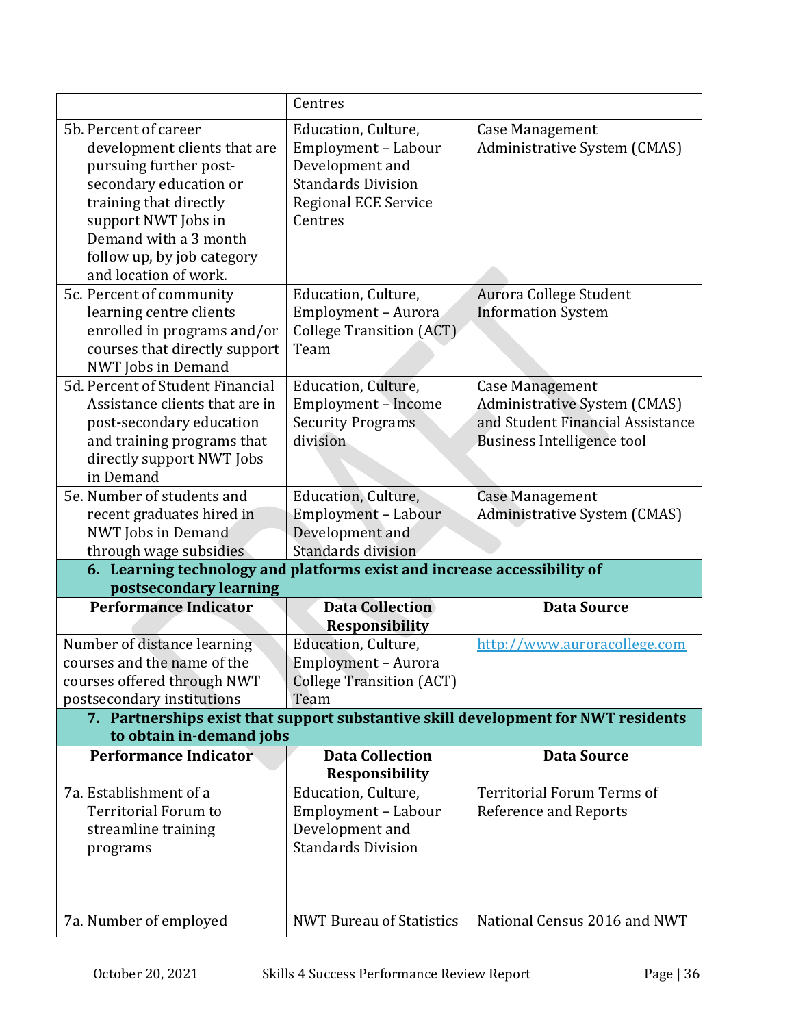| | Centres | |
|---|---|---|
| 5b. Percent of career development clients that are pursuing further post-secondary education or training that directly support NWT Jobs in Demand with a 3 month follow up, by job category and location of work. | Education, Culture, Employment – Labour Development and Standards Division Regional ECE Service Centres | Case Management Administrative System (CMAS) |
| 5c. Percent of community learning centre clients enrolled in programs and/or courses that directly support NWT Jobs in Demand | Education, Culture, Employment – Aurora College Transition (ACT) Team | Aurora College Student Information System |
| 5d. Percent of Student Financial Assistance clients that are in post-secondary education and training programs that directly support NWT Jobs in Demand | Education, Culture, Employment – Income Security Programs division | Case Management Administrative System (CMAS) and Student Financial Assistance Business Intelligence tool |
| 5e. Number of students and recent graduates hired in NWT Jobs in Demand through wage subsidies | Education, Culture, Employment – Labour Development and Standards division | Case Management Administrative System (CMAS) |
| **6. Learning technology and platforms exist and increase accessibility of postsecondary learning** | | |
| **Performance Indicator** | **Data Collection Responsibility** | **Data Source** |
| Number of distance learning courses and the name of the courses offered through NWT postsecondary institutions | Education, Culture, Employment – Aurora College Transition (ACT) Team | http://www.auroracollege.com |
| **7. Partnerships exist that support substantive skill development for NWT residents to obtain in-demand jobs** | | |
| **Performance Indicator** | **Data Collection Responsibility** | **Data Source** |
| 7a. Establishment of a Territorial Forum to streamline training programs | Education, Culture, Employment – Labour Development and Standards Division | Territorial Forum Terms of Reference and Reports |
| 7a. Number of employed | NWT Bureau of Statistics | National Census 2016 and NWT |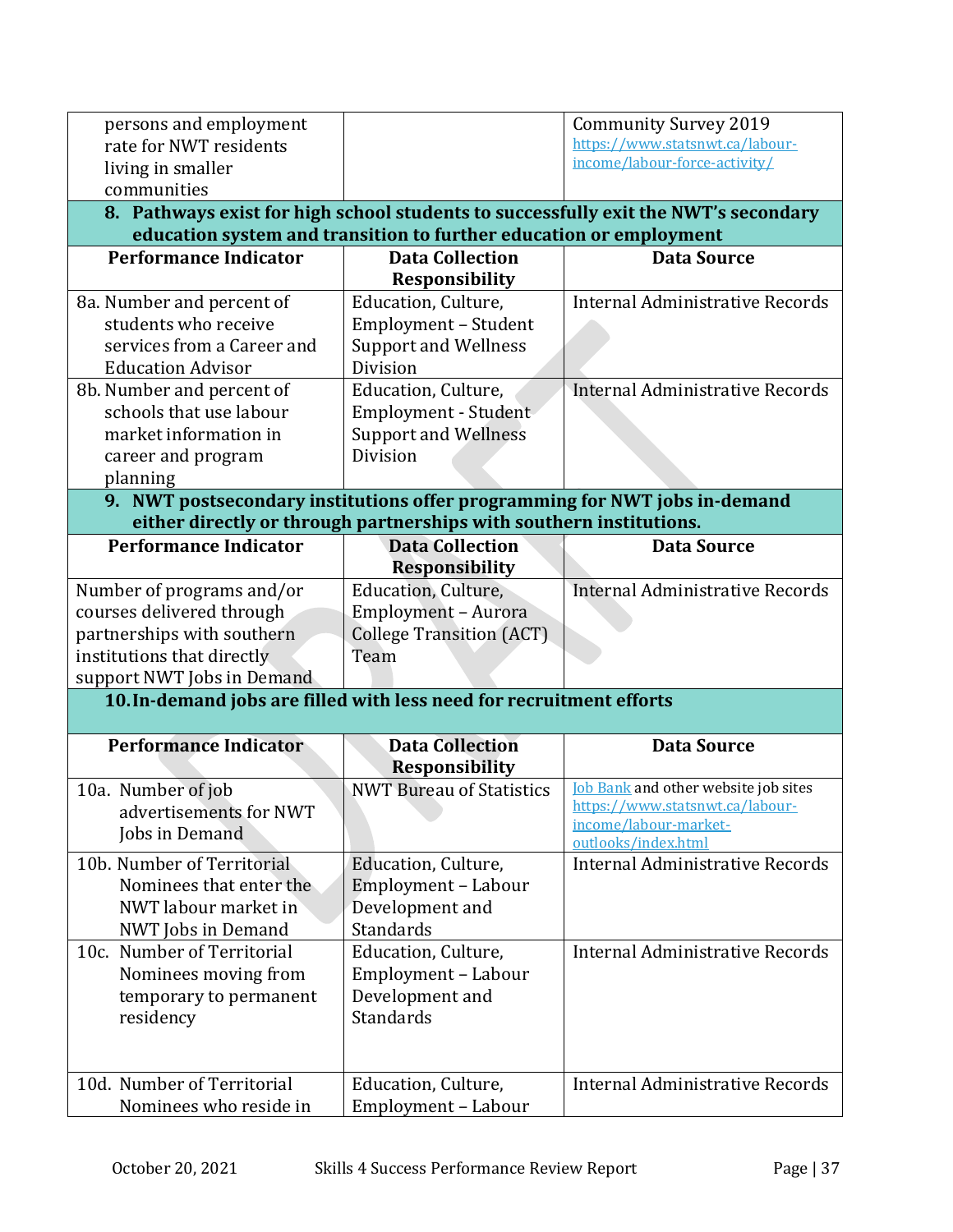| | | |
|---|---|---|
| persons and employment rate for NWT residents living in smaller communities | | Community Survey 2019 https://www.statsnwt.ca/labour-income/labour-force-activity/ |
| **8. Pathways exist for high school students to successfully exit the NWT's secondary education system and transition to further education or employment** | | |
| **Performance Indicator** | **Data Collection Responsibility** | **Data Source** |
| 8a. Number and percent of students who receive services from a Career and Education Advisor | Education, Culture, Employment – Student Support and Wellness Division | Internal Administrative Records |
| 8b. Number and percent of schools that use labour market information in career and program planning | Education, Culture, Employment - Student Support and Wellness Division | Internal Administrative Records |
| **9. NWT postsecondary institutions offer programming for NWT jobs in-demand either directly or through partnerships with southern institutions.** | | |
| **Performance Indicator** | **Data Collection Responsibility** | **Data Source** |
| Number of programs and/or courses delivered through partnerships with southern institutions that directly support NWT Jobs in Demand | Education, Culture, Employment – Aurora College Transition (ACT) Team | Internal Administrative Records |
| **10. In-demand jobs are filled with less need for recruitment efforts** | | |
| **Performance Indicator** | **Data Collection Responsibility** | **Data Source** |
| 10a. Number of job advertisements for NWT Jobs in Demand | NWT Bureau of Statistics | Job Bank and other website job sites https://www.statsnwt.ca/labour-income/labour-market-outlooks/index.html |
| 10b. Number of Territorial Nominees that enter the NWT labour market in NWT Jobs in Demand | Education, Culture, Employment – Labour Development and Standards | Internal Administrative Records |
| 10c. Number of Territorial Nominees moving from temporary to permanent residency | Education, Culture, Employment – Labour Development and Standards | Internal Administrative Records |
| 10d. Number of Territorial Nominees who reside in | Education, Culture, Employment – Labour | Internal Administrative Records |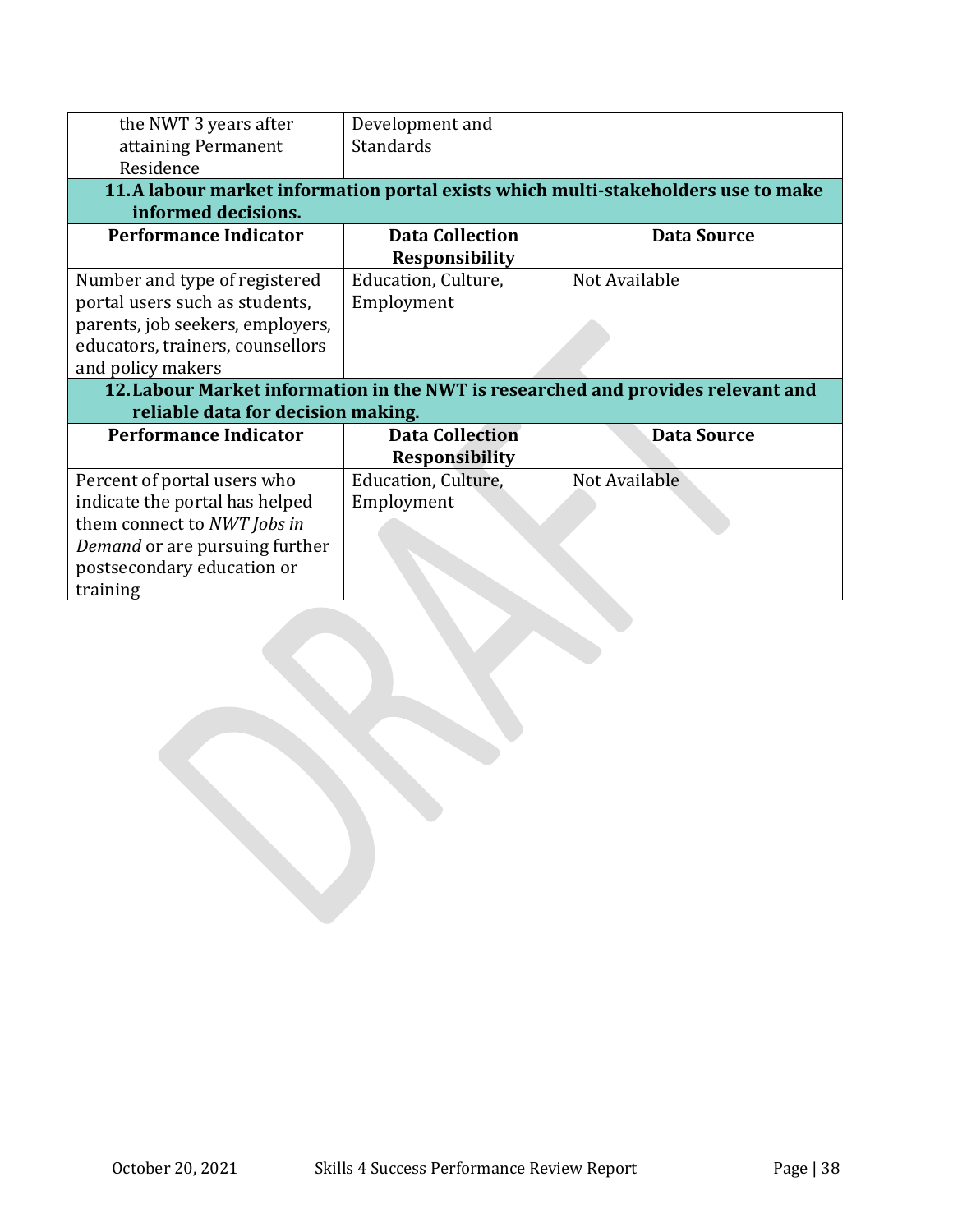| | | |
|---|---|---|
| the NWT 3 years after attaining Permanent Residence | Development and Standards | |
| **11. A labour market information portal exists which multi-stakeholders use to make informed decisions.** | | |
| **Performance Indicator** | **Data Collection Responsibility** | **Data Source** |
| Number and type of registered portal users such as students, parents, job seekers, employers, educators, trainers, counsellors and policy makers | Education, Culture, Employment | Not Available |
| **12. Labour Market information in the NWT is researched and provides relevant and reliable data for decision making.** | | |
| **Performance Indicator** | **Data Collection Responsibility** | **Data Source** |
| Percent of portal users who indicate the portal has helped them connect to *NWT Jobs in Demand* or are pursuing further postsecondary education or training | Education, Culture, Employment | Not Available |